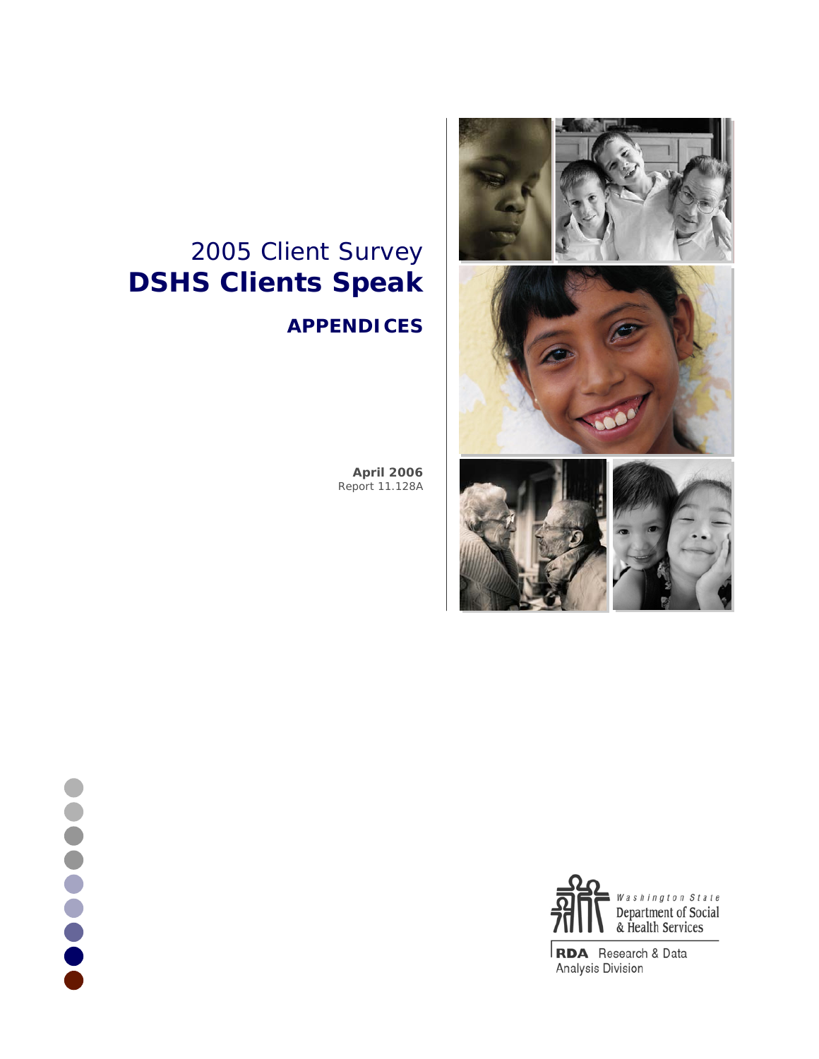# 2005 Client Survey

# DSHS Clients Speak

## APPENDICES

**April 2006**
Report 11.128A

Washington State
Department of Social & Health Services

RDA Research & Data Analysis Division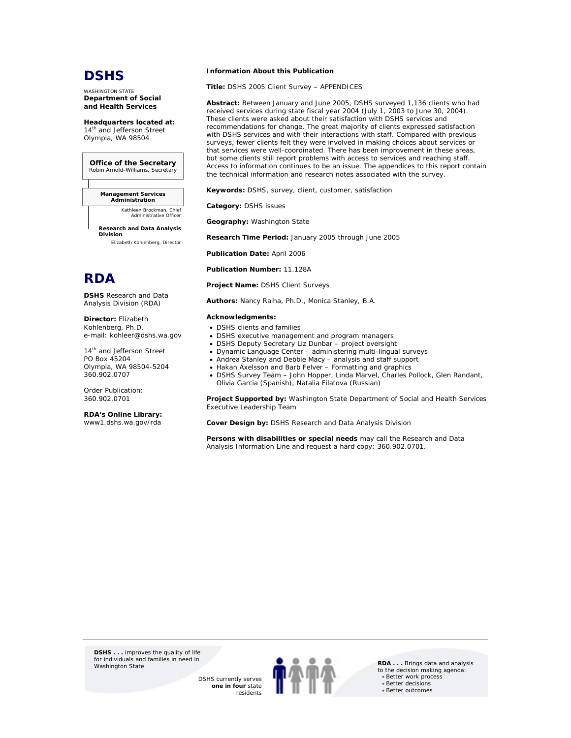# DSHS

WASHINGTON STATE
**Department of Social and Health Services**

**Headquarters located at:**
14th and Jefferson Street
Olympia, WA 98504

**Office of the Secretary**
Robin Arnold-Williams, Secretary

**Management Services Administration**
Kathleen Brockman, Chief Administrative Officer

**Research and Data Analysis Division**
Elizabeth Kohlenberg, Director

# RDA

**DSHS** Research and Data Analysis Division (RDA)

**Director:** Elizabeth Kohlenberg, Ph.D.
e-mail: kohleer@dshs.wa.gov

14th and Jefferson Street
PO Box 45204
Olympia, WA 98504-5204
360.902.0707

Order Publication:
360.902.0701

**RDA's Online Library:**
www1.dshs.wa.gov/rda

**Information About this Publication**

**Title:** DSHS 2005 Client Survey – APPENDICES

**Abstract:** Between January and June 2005, DSHS surveyed 1,136 clients who had received services during state fiscal year 2004 (July 1, 2003 to June 30, 2004). These clients were asked about their satisfaction with DSHS services and recommendations for change. The great majority of clients expressed satisfaction with DSHS services and with their interactions with staff. Compared with previous surveys, fewer clients felt they were involved in making choices about services or that services were well-coordinated. There has been improvement in these areas, but some clients still report problems with access to services and reaching staff. Access to information continues to be an issue. The appendices to this report contain the technical information and research notes associated with the survey.

**Keywords:** DSHS, survey, client, customer, satisfaction

**Category:** DSHS issues

**Geography:** Washington State

**Research Time Period:** January 2005 through June 2005

**Publication Date:** April 2006

**Publication Number:** 11.128A

**Project Name:** DSHS Client Surveys

**Authors:** Nancy Raiha, Ph.D., Monica Stanley, B.A.

**Acknowledgments:**

- DSHS clients and families
- DSHS executive management and program managers
- DSHS Deputy Secretary Liz Dunbar – project oversight
- Dynamic Language Center – administering multi-lingual surveys
- Andrea Stanley and Debbie Macy – analysis and staff support
- Hakan Axelsson and Barb Felver – Formatting and graphics
- DSHS Survey Team – John Hopper, Linda Marvel, Charles Pollock, Glen Randant, Olivia Garcia (Spanish), Natalia Filatova (Russian)

**Project Supported by:** Washington State Department of Social and Health Services Executive Leadership Team

**Cover Design by:** DSHS Research and Data Analysis Division

**Persons with disabilities or special needs** may call the Research and Data Analysis Information Line and request a hard copy: 360.902.0701.

**DSHS . . .** improves the quality of life for individuals and families in need in Washington State

DSHS currently serves **one in four** state residents

**RDA . . .** Brings data and analysis to the decision making agenda:

- Better work process
- Better decisions
- Better outcomes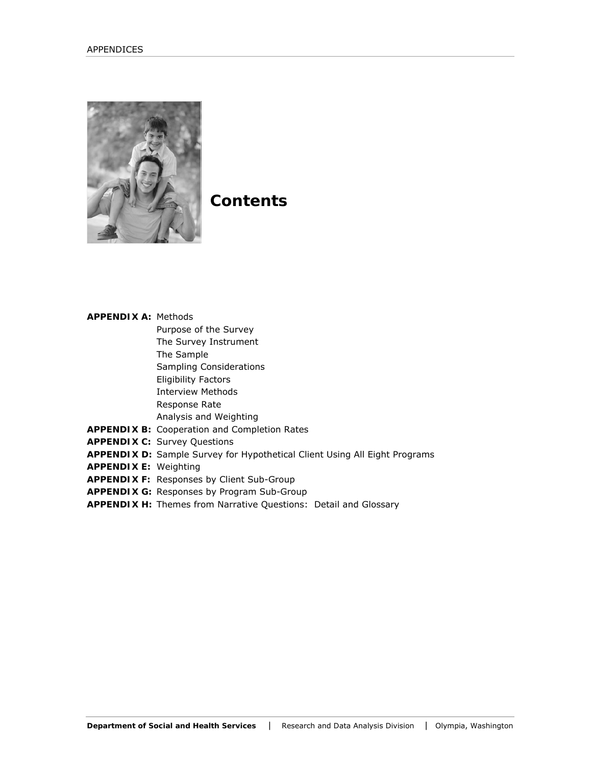# Contents

**APPENDIX A:** Methods
- Purpose of the Survey
- The Survey Instrument
- The Sample
- Sampling Considerations
- Eligibility Factors
- Interview Methods
- Response Rate
- Analysis and Weighting

**APPENDIX B:** Cooperation and Completion Rates

**APPENDIX C:** Survey Questions

**APPENDIX D:** Sample Survey for Hypothetical Client Using All Eight Programs

**APPENDIX E:** Weighting

**APPENDIX F:** Responses by Client Sub-Group

**APPENDIX G:** Responses by Program Sub-Group

**APPENDIX H:** Themes from Narrative Questions: Detail and Glossary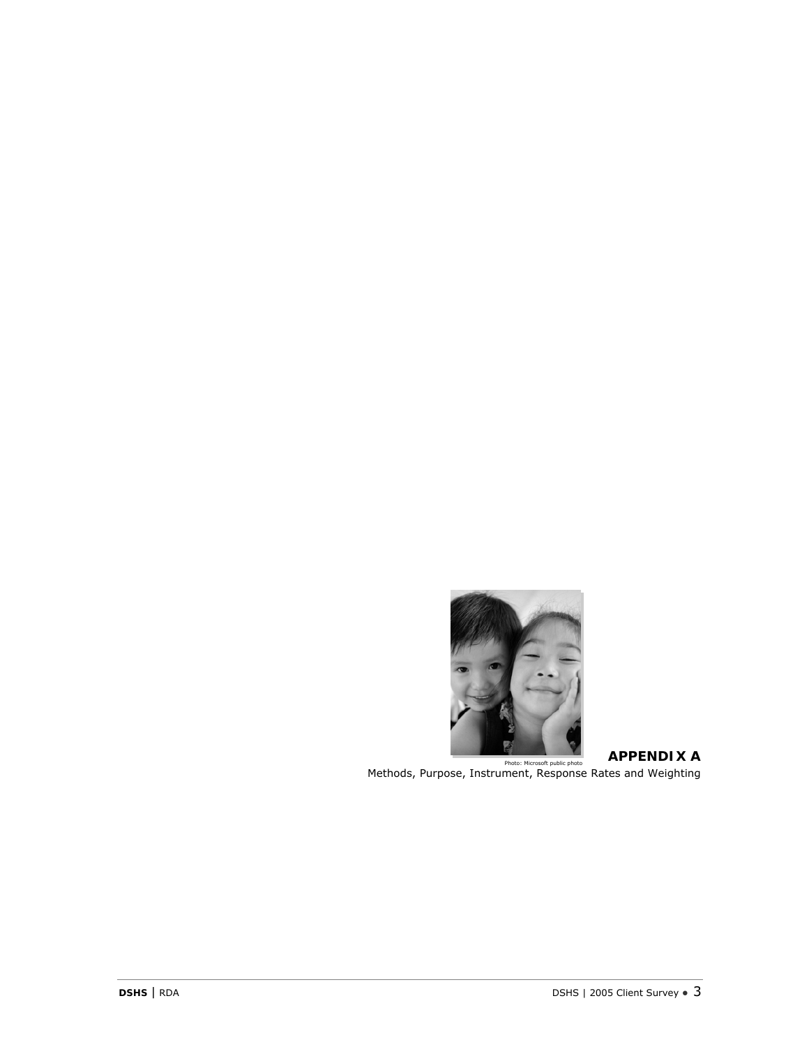Photo: Microsoft public photo

# APPENDIX A

Methods, Purpose, Instrument, Response Rates and Weighting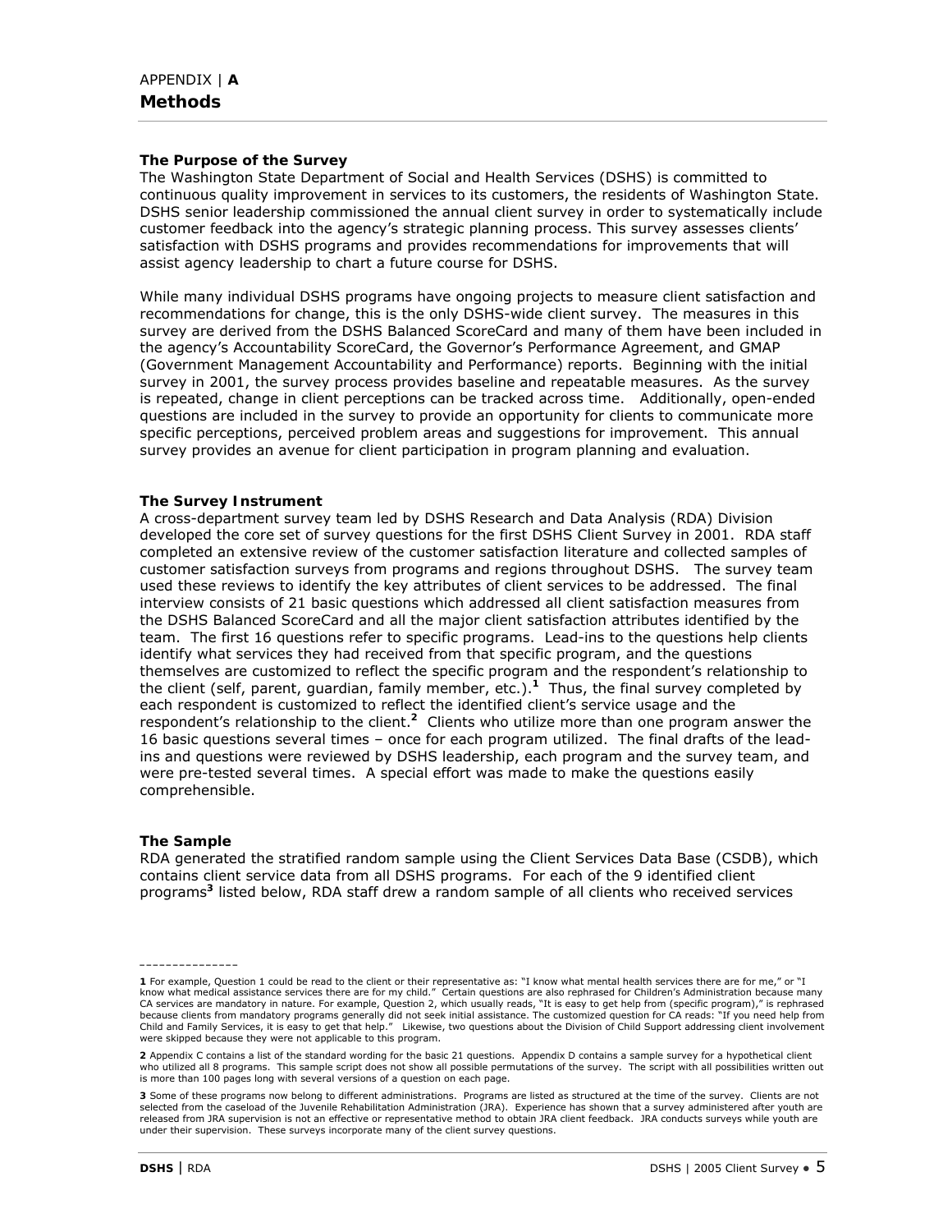APPENDIX | **A**

# Methods

### The Purpose of the Survey

The Washington State Department of Social and Health Services (DSHS) is committed to continuous quality improvement in services to its customers, the residents of Washington State. DSHS senior leadership commissioned the annual client survey in order to systematically include customer feedback into the agency's strategic planning process. This survey assesses clients' satisfaction with DSHS programs and provides recommendations for improvements that will assist agency leadership to chart a future course for DSHS.

While many individual DSHS programs have ongoing projects to measure client satisfaction and recommendations for change, this is the only DSHS-wide client survey. The measures in this survey are derived from the DSHS Balanced ScoreCard and many of them have been included in the agency's Accountability ScoreCard, the Governor's Performance Agreement, and GMAP (Government Management Accountability and Performance) reports. Beginning with the initial survey in 2001, the survey process provides baseline and repeatable measures. As the survey is repeated, change in client perceptions can be tracked across time. Additionally, open-ended questions are included in the survey to provide an opportunity for clients to communicate more specific perceptions, perceived problem areas and suggestions for improvement. This annual survey provides an avenue for client participation in program planning and evaluation.

### The Survey Instrument

A cross-department survey team led by DSHS Research and Data Analysis (RDA) Division developed the core set of survey questions for the first DSHS Client Survey in 2001. RDA staff completed an extensive review of the customer satisfaction literature and collected samples of customer satisfaction surveys from programs and regions throughout DSHS. The survey team used these reviews to identify the key attributes of client services to be addressed. The final interview consists of 21 basic questions which addressed all client satisfaction measures from the DSHS Balanced ScoreCard and all the major client satisfaction attributes identified by the team. The first 16 questions refer to specific programs. Lead-ins to the questions help clients identify what services they had received from that specific program, and the questions themselves are customized to reflect the specific program and the respondent's relationship to the client (self, parent, guardian, family member, etc.).[1] Thus, the final survey completed by each respondent is customized to reflect the identified client's service usage and the respondent's relationship to the client.[2] Clients who utilize more than one program answer the 16 basic questions several times – once for each program utilized. The final drafts of the lead-ins and questions were reviewed by DSHS leadership, each program and the survey team, and were pre-tested several times. A special effort was made to make the questions easily comprehensible.

### The Sample

RDA generated the stratified random sample using the Client Services Data Base (CSDB), which contains client service data from all DSHS programs. For each of the 9 identified client programs[3] listed below, RDA staff drew a random sample of all clients who received services

---------------

**1** For example, Question 1 could be read to the client or their representative as: "I know what mental health services there are for me," or "I know what medical assistance services there are for my child." Certain questions are also rephrased for Children's Administration because many CA services are mandatory in nature. For example, Question 2, which usually reads, "It is easy to get help from (specific program)," is rephrased because clients from mandatory programs generally did not seek initial assistance. The customized question for CA reads: "If you need help from Child and Family Services, it is easy to get that help." Likewise, two questions about the Division of Child Support addressing client involvement were skipped because they were not applicable to this program.

**2** Appendix C contains a list of the standard wording for the basic 21 questions. Appendix D contains a sample survey for a hypothetical client who utilized all 8 programs. This sample script does not show all possible permutations of the survey. The script with all possibilities written out is more than 100 pages long with several versions of a question on each page.

**3** Some of these programs now belong to different administrations. Programs are listed as structured at the time of the survey. Clients are not selected from the caseload of the Juvenile Rehabilitation Administration (JRA). Experience has shown that a survey administered after youth are released from JRA supervision is not an effective or representative method to obtain JRA client feedback. JRA conducts surveys while youth are under their supervision. These surveys incorporate many of the client survey questions.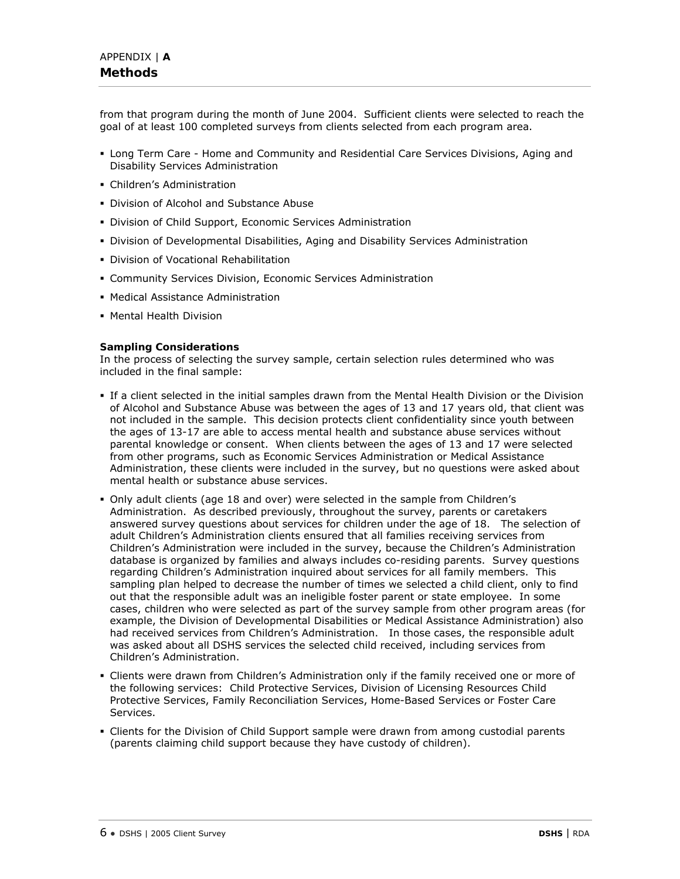from that program during the month of June 2004. Sufficient clients were selected to reach the goal of at least 100 completed surveys from clients selected from each program area.

- Long Term Care - Home and Community and Residential Care Services Divisions, Aging and Disability Services Administration
- Children's Administration
- Division of Alcohol and Substance Abuse
- Division of Child Support, Economic Services Administration
- Division of Developmental Disabilities, Aging and Disability Services Administration
- Division of Vocational Rehabilitation
- Community Services Division, Economic Services Administration
- Medical Assistance Administration
- Mental Health Division

**Sampling Considerations**

In the process of selecting the survey sample, certain selection rules determined who was included in the final sample:

- If a client selected in the initial samples drawn from the Mental Health Division or the Division of Alcohol and Substance Abuse was between the ages of 13 and 17 years old, that client was not included in the sample. This decision protects client confidentiality since youth between the ages of 13-17 are able to access mental health and substance abuse services without parental knowledge or consent. When clients between the ages of 13 and 17 were selected from other programs, such as Economic Services Administration or Medical Assistance Administration, these clients were included in the survey, but no questions were asked about mental health or substance abuse services.
- Only adult clients (age 18 and over) were selected in the sample from Children's Administration. As described previously, throughout the survey, parents or caretakers answered survey questions about services for children under the age of 18. The selection of adult Children's Administration clients ensured that all families receiving services from Children's Administration were included in the survey, because the Children's Administration database is organized by families and always includes co-residing parents. Survey questions regarding Children's Administration inquired about services for all family members. This sampling plan helped to decrease the number of times we selected a child client, only to find out that the responsible adult was an ineligible foster parent or state employee. In some cases, children who were selected as part of the survey sample from other program areas (for example, the Division of Developmental Disabilities or Medical Assistance Administration) also had received services from Children's Administration. In those cases, the responsible adult was asked about all DSHS services the selected child received, including services from Children's Administration.
- Clients were drawn from Children's Administration only if the family received one or more of the following services: Child Protective Services, Division of Licensing Resources Child Protective Services, Family Reconciliation Services, Home-Based Services or Foster Care Services.
- Clients for the Division of Child Support sample were drawn from among custodial parents (parents claiming child support because they have custody of children).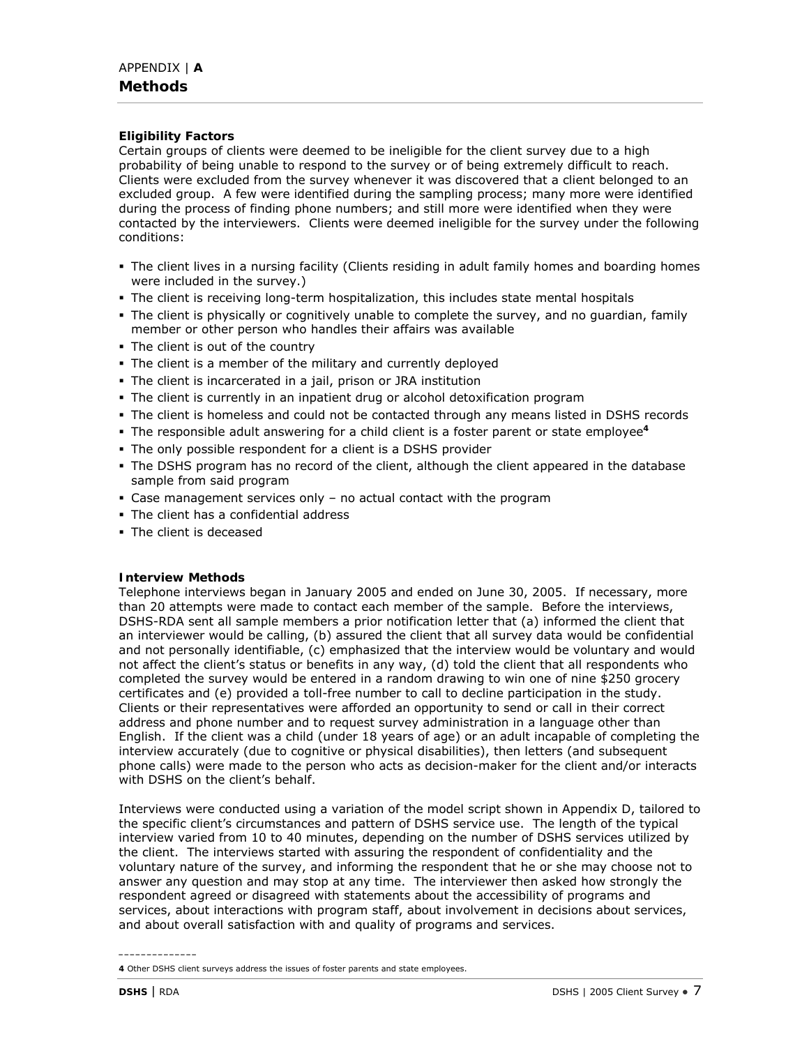APPENDIX | **A**

# Methods

**Eligibility Factors**

Certain groups of clients were deemed to be ineligible for the client survey due to a high probability of being unable to respond to the survey or of being extremely difficult to reach. Clients were excluded from the survey whenever it was discovered that a client belonged to an excluded group. A few were identified during the sampling process; many more were identified during the process of finding phone numbers; and still more were identified when they were contacted by the interviewers. Clients were deemed ineligible for the survey under the following conditions:

- The client lives in a nursing facility (Clients residing in adult family homes and boarding homes were included in the survey.)
- The client is receiving long-term hospitalization, this includes state mental hospitals
- The client is physically or cognitively unable to complete the survey, and no guardian, family member or other person who handles their affairs was available
- The client is out of the country
- The client is a member of the military and currently deployed
- The client is incarcerated in a jail, prison or JRA institution
- The client is currently in an inpatient drug or alcohol detoxification program
- The client is homeless and could not be contacted through any means listed in DSHS records
- The responsible adult answering for a child client is a foster parent or state employee[4]
- The only possible respondent for a client is a DSHS provider
- The DSHS program has no record of the client, although the client appeared in the database sample from said program
- Case management services only – no actual contact with the program
- The client has a confidential address
- The client is deceased

**Interview Methods**

Telephone interviews began in January 2005 and ended on June 30, 2005. If necessary, more than 20 attempts were made to contact each member of the sample. Before the interviews, DSHS-RDA sent all sample members a prior notification letter that (a) informed the client that an interviewer would be calling, (b) assured the client that all survey data would be confidential and not personally identifiable, (c) emphasized that the interview would be voluntary and would not affect the client's status or benefits in any way, (d) told the client that all respondents who completed the survey would be entered in a random drawing to win one of nine $250 grocery certificates and (e) provided a toll-free number to call to decline participation in the study. Clients or their representatives were afforded an opportunity to send or call in their correct address and phone number and to request survey administration in a language other than English. If the client was a child (under 18 years of age) or an adult incapable of completing the interview accurately (due to cognitive or physical disabilities), then letters (and subsequent phone calls) were made to the person who acts as decision-maker for the client and/or interacts with DSHS on the client's behalf.

Interviews were conducted using a variation of the model script shown in Appendix D, tailored to the specific client's circumstances and pattern of DSHS service use. The length of the typical interview varied from 10 to 40 minutes, depending on the number of DSHS services utilized by the client. The interviews started with assuring the respondent of confidentiality and the voluntary nature of the survey, and informing the respondent that he or she may choose not to answer any question and may stop at any time. The interviewer then asked how strongly the respondent agreed or disagreed with statements about the accessibility of programs and services, about interactions with program staff, about involvement in decisions about services, and about overall satisfaction with and quality of programs and services.

---

**4** Other DSHS client surveys address the issues of foster parents and state employees.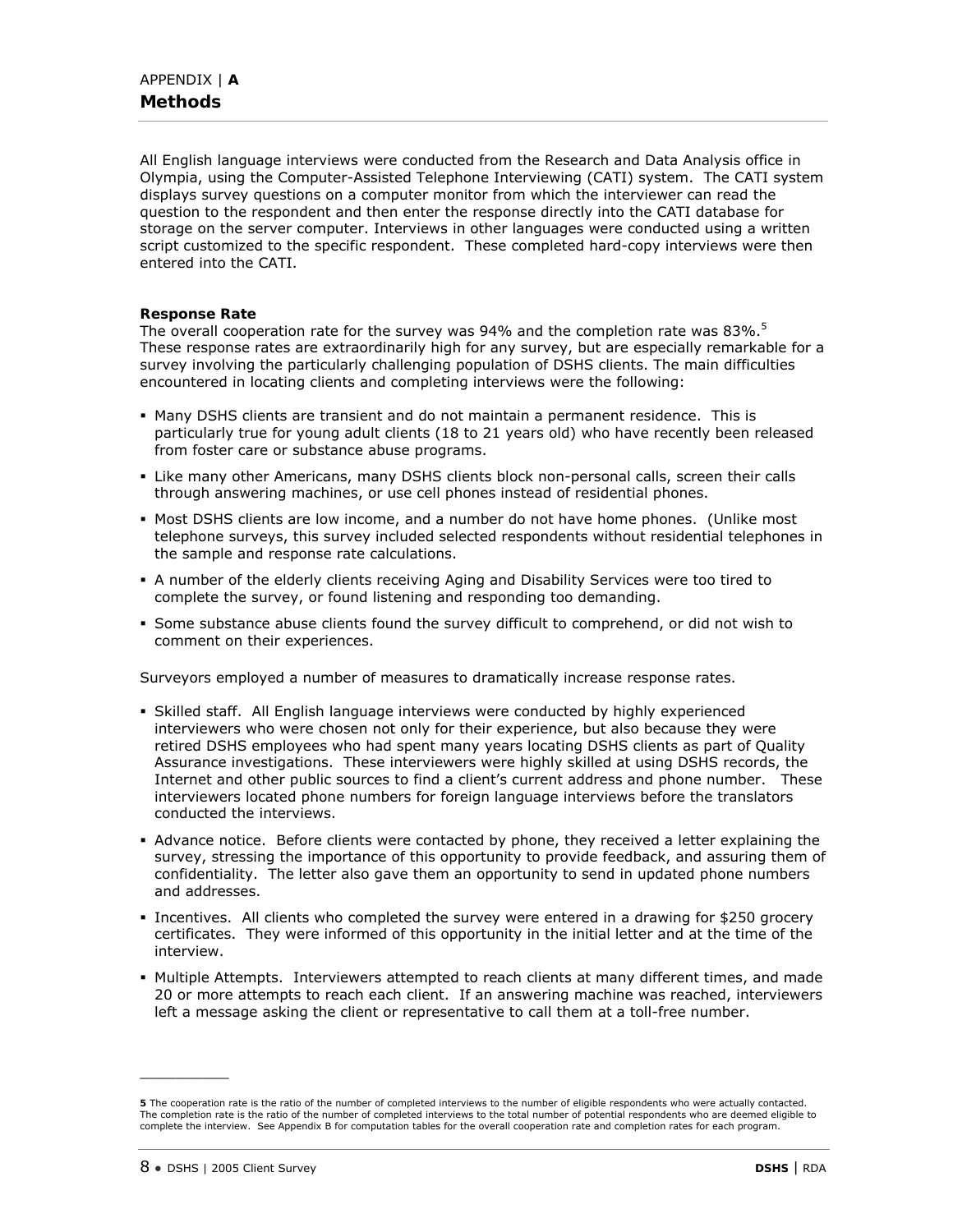APPENDIX | **A**

# Methods

All English language interviews were conducted from the Research and Data Analysis office in Olympia, using the Computer-Assisted Telephone Interviewing (CATI) system. The CATI system displays survey questions on a computer monitor from which the interviewer can read the question to the respondent and then enter the response directly into the CATI database for storage on the server computer. Interviews in other languages were conducted using a written script customized to the specific respondent. These completed hard-copy interviews were then entered into the CATI.

**Response Rate**

The overall cooperation rate for the survey was 94% and the completion rate was 83%.[5] These response rates are extraordinarily high for any survey, but are especially remarkable for a survey involving the particularly challenging population of DSHS clients. The main difficulties encountered in locating clients and completing interviews were the following:

- Many DSHS clients are transient and do not maintain a permanent residence. This is particularly true for young adult clients (18 to 21 years old) who have recently been released from foster care or substance abuse programs.
- Like many other Americans, many DSHS clients block non-personal calls, screen their calls through answering machines, or use cell phones instead of residential phones.
- Most DSHS clients are low income, and a number do not have home phones. (Unlike most telephone surveys, this survey included selected respondents without residential telephones in the sample and response rate calculations.
- A number of the elderly clients receiving Aging and Disability Services were too tired to complete the survey, or found listening and responding too demanding.
- Some substance abuse clients found the survey difficult to comprehend, or did not wish to comment on their experiences.

Surveyors employed a number of measures to dramatically increase response rates.

- Skilled staff. All English language interviews were conducted by highly experienced interviewers who were chosen not only for their experience, but also because they were retired DSHS employees who had spent many years locating DSHS clients as part of Quality Assurance investigations. These interviewers were highly skilled at using DSHS records, the Internet and other public sources to find a client's current address and phone number. These interviewers located phone numbers for foreign language interviews before the translators conducted the interviews.
- Advance notice. Before clients were contacted by phone, they received a letter explaining the survey, stressing the importance of this opportunity to provide feedback, and assuring them of confidentiality. The letter also gave them an opportunity to send in updated phone numbers and addresses.
- Incentives. All clients who completed the survey were entered in a drawing for $250 grocery certificates. They were informed of this opportunity in the initial letter and at the time of the interview.
- Multiple Attempts. Interviewers attempted to reach clients at many different times, and made 20 or more attempts to reach each client. If an answering machine was reached, interviewers left a message asking the client or representative to call them at a toll-free number.

---

**5** The cooperation rate is the ratio of the number of completed interviews to the number of eligible respondents who were actually contacted. The completion rate is the ratio of the number of completed interviews to the total number of potential respondents who are deemed eligible to complete the interview. See Appendix B for computation tables for the overall cooperation rate and completion rates for each program.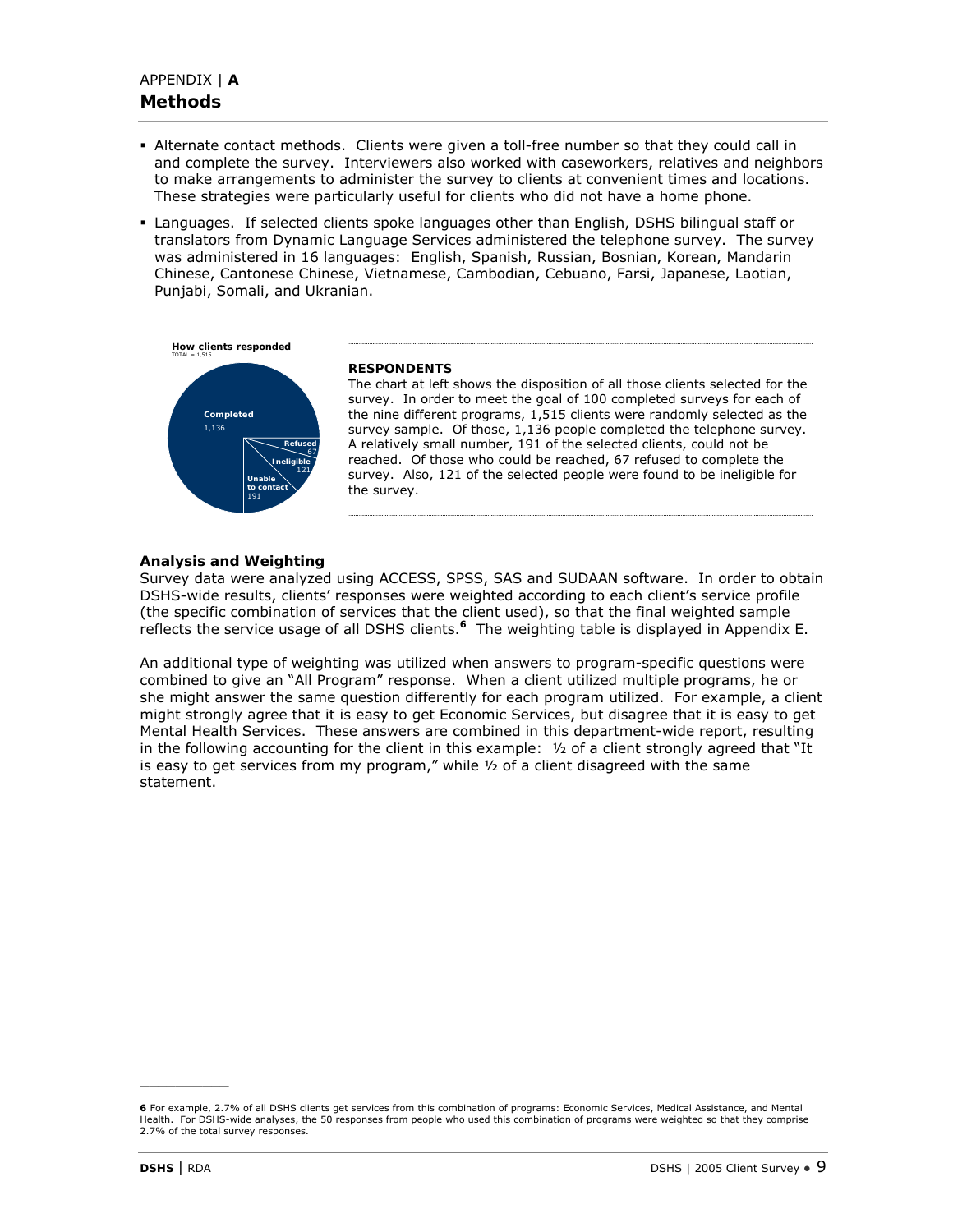## APPENDIX | A
# Methods

- Alternate contact methods. Clients were given a toll-free number so that they could call in and complete the survey. Interviewers also worked with caseworkers, relatives and neighbors to make arrangements to administer the survey to clients at convenient times and locations. These strategies were particularly useful for clients who did not have a home phone.
- Languages. If selected clients spoke languages other than English, DSHS bilingual staff or translators from Dynamic Language Services administered the telephone survey. The survey was administered in 16 languages: English, Spanish, Russian, Bosnian, Korean, Mandarin Chinese, Cantonese Chinese, Vietnamese, Cambodian, Cebuano, Farsi, Japanese, Laotian, Punjabi, Somali, and Ukranian.

**How clients responded**
TOTAL = 1,515

| Response | Count |
|---|---|
| Completed | 1,136 |
| Refused | 67 |
| Ineligible | 121 |
| Unable to contact | 191 |

**RESPONDENTS**

The chart at left shows the disposition of all those clients selected for the survey. In order to meet the goal of 100 completed surveys for each of the nine different programs, 1,515 clients were randomly selected as the survey sample. Of those, 1,136 people completed the telephone survey. A relatively small number, 191 of the selected clients, could not be reached. Of those who could be reached, 67 refused to complete the survey. Also, 121 of the selected people were found to be ineligible for the survey.

### Analysis and Weighting

Survey data were analyzed using ACCESS, SPSS, SAS and SUDAAN software. In order to obtain DSHS-wide results, clients' responses were weighted according to each client's service profile (the specific combination of services that the client used), so that the final weighted sample reflects the service usage of all DSHS clients.[6] The weighting table is displayed in Appendix E.

An additional type of weighting was utilized when answers to program-specific questions were combined to give an "All Program" response. When a client utilized multiple programs, he or she might answer the same question differently for each program utilized. For example, a client might strongly agree that it is easy to get Economic Services, but disagree that it is easy to get Mental Health Services. These answers are combined in this department-wide report, resulting in the following accounting for the client in this example: ½ of a client strongly agreed that "It is easy to get services from my program," while ½ of a client disagreed with the same statement.

---

**6** For example, 2.7% of all DSHS clients get services from this combination of programs: Economic Services, Medical Assistance, and Mental Health. For DSHS-wide analyses, the 50 responses from people who used this combination of programs were weighted so that they comprise 2.7% of the total survey responses.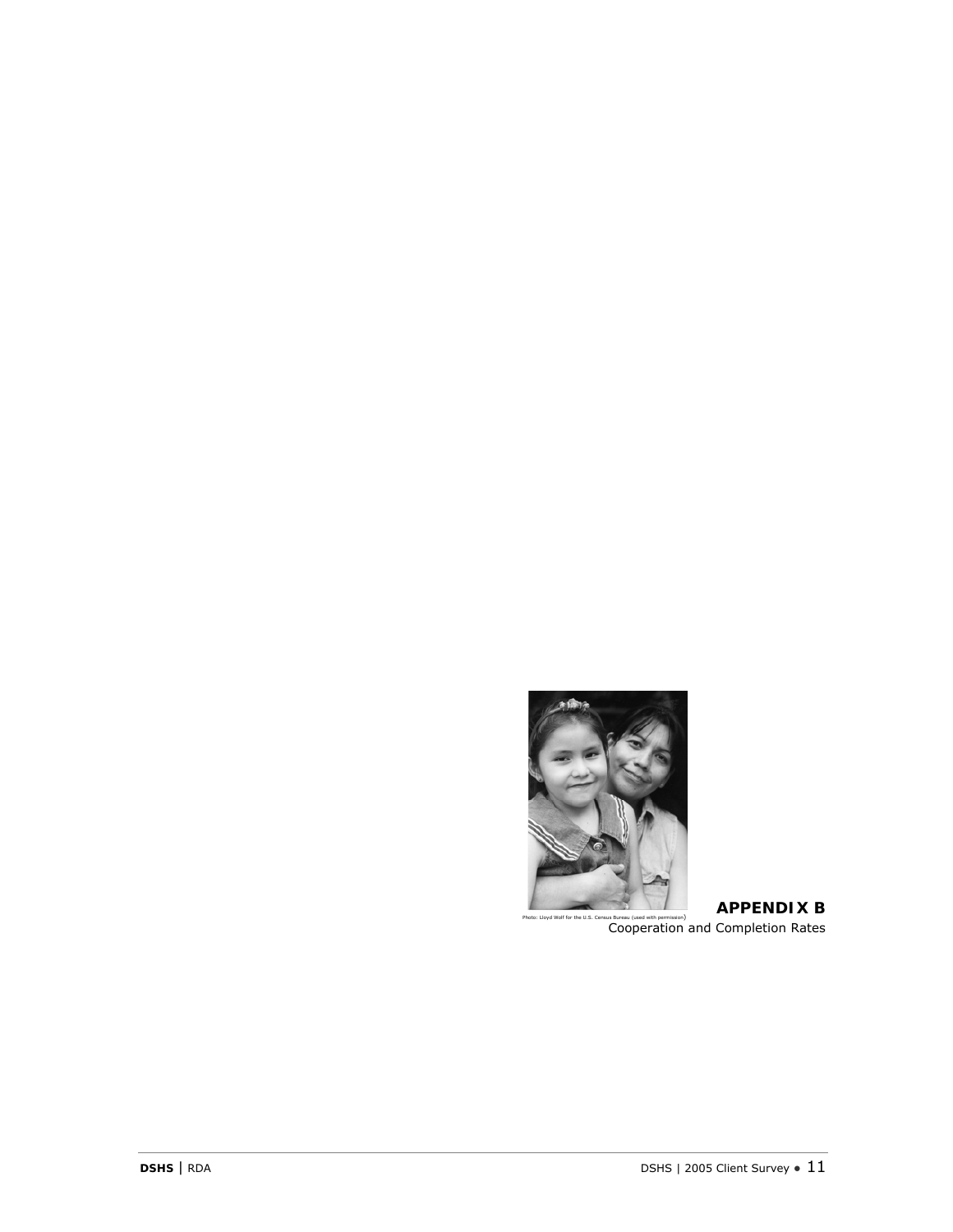Photo: Lloyd Wolf for the U.S. Census Bureau (used with permission)

**APPENDIX B**
Cooperation and Completion Rates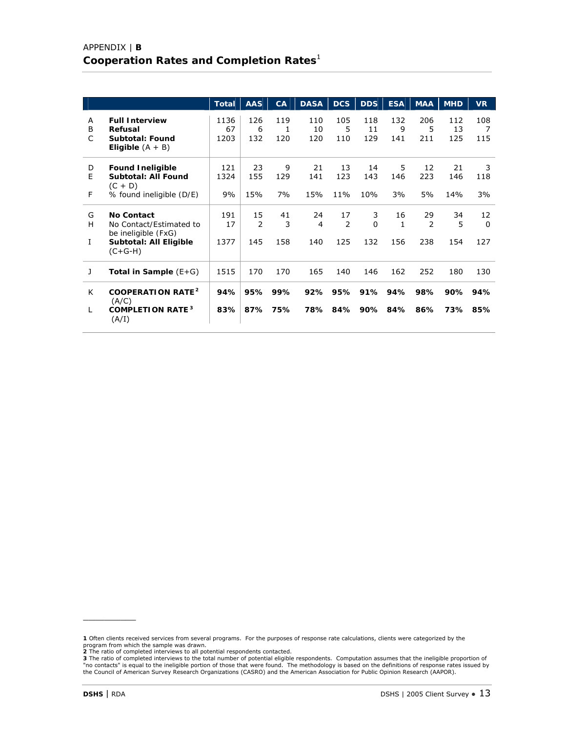APPENDIX | **B**

# Cooperation Rates and Completion Rates[1]

| | | Total | AAS | CA | DASA | DCS | DDS | ESA | MAA | MHD | VR |
|---|---|---|---|---|---|---|---|---|---|---|---|
| A | **Full Interview** | 1136 | 126 | 119 | 110 | 105 | 118 | 132 | 206 | 112 | 108 |
| B | **Refusal** | 67 | 6 | 1 | 10 | 5 | 11 | 9 | 5 | 13 | 7 |
| C | **Subtotal: Found Eligible** (A + B) | 1203 | 132 | 120 | 120 | 110 | 129 | 141 | 211 | 125 | 115 |
| D | **Found Ineligible** | 121 | 23 | 9 | 21 | 13 | 14 | 5 | 12 | 21 | 3 |
| E | **Subtotal: All Found** (C + D) | 1324 | 155 | 129 | 141 | 123 | 143 | 146 | 223 | 146 | 118 |
| F | % found ineligible (D/E) | 9% | 15% | 7% | 15% | 11% | 10% | 3% | 5% | 14% | 3% |
| G | **No Contact** | 191 | 15 | 41 | 24 | 17 | 3 | 16 | 29 | 34 | 12 |
| H | No Contact/Estimated to be ineligible (FxG) | 17 | 2 | 3 | 4 | 2 | 0 | 1 | 2 | 5 | 0 |
| I | **Subtotal: All Eligible** (C+G-H) | 1377 | 145 | 158 | 140 | 125 | 132 | 156 | 238 | 154 | 127 |
| J | **Total in Sample** (E+G) | 1515 | 170 | 170 | 165 | 140 | 146 | 162 | 252 | 180 | 130 |
| K | **COOPERATION RATE**[2] (A/C) | **94%** | **95%** | **99%** | **92%** | **95%** | **91%** | **94%** | **98%** | **90%** | **94%** |
| L | **COMPLETION RATE**[3] (A/I) | **83%** | **87%** | **75%** | **78%** | **84%** | **90%** | **84%** | **86%** | **73%** | **85%** |

---

**1** Often clients received services from several programs. For the purposes of response rate calculations, clients were categorized by the program from which the sample was drawn.
**2** The ratio of completed interviews to all potential respondents contacted.
**3** The ratio of completed interviews to the total number of potential eligible respondents. Computation assumes that the ineligible proportion of "no contacts" is equal to the ineligible portion of those that were found. The methodology is based on the definitions of response rates issued by the Council of American Survey Research Organizations (CASRO) and the American Association for Public Opinion Research (AAPOR).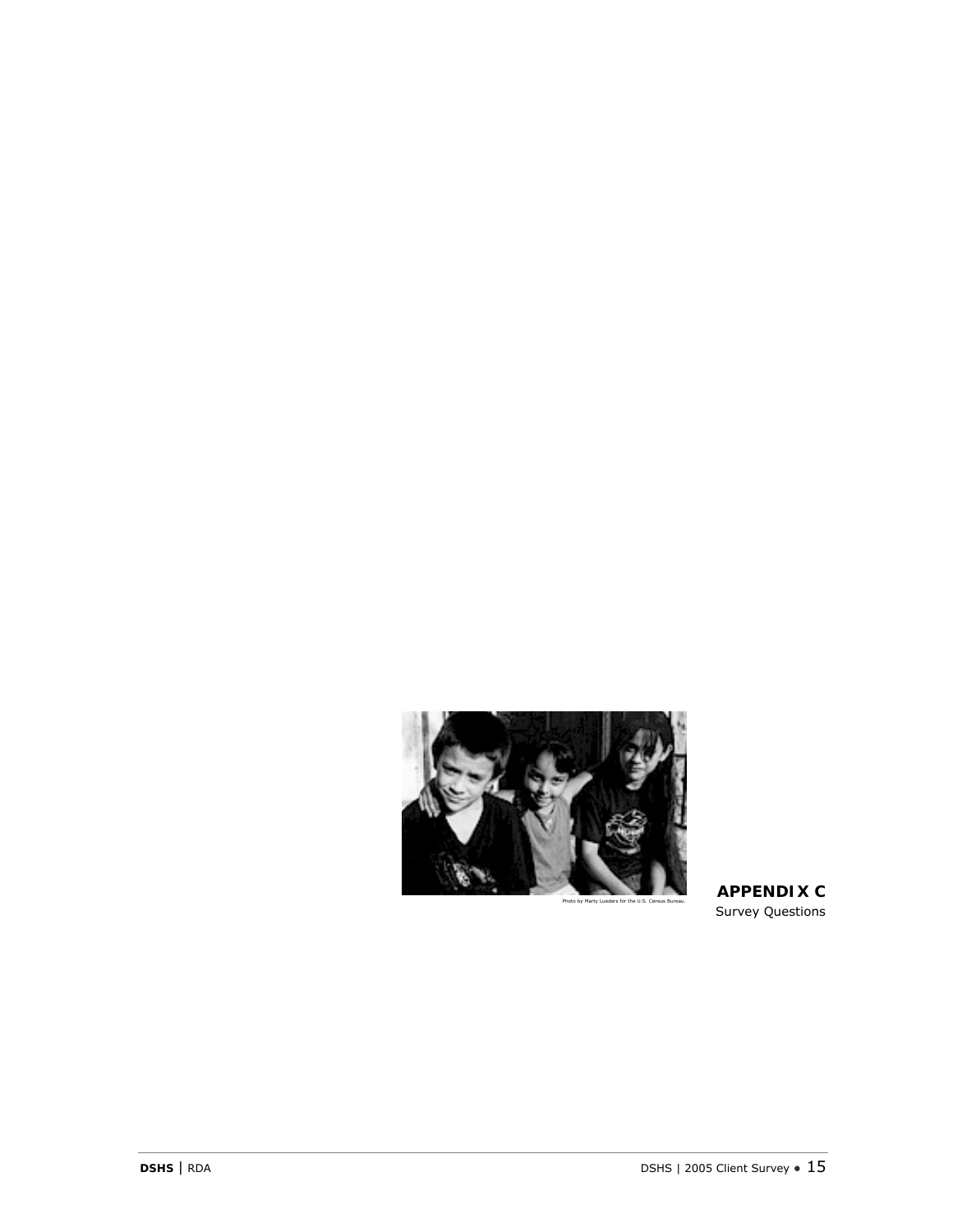Photo by Marty Lueders for the U.S. Census Bureau.

**APPENDIX C**
Survey Questions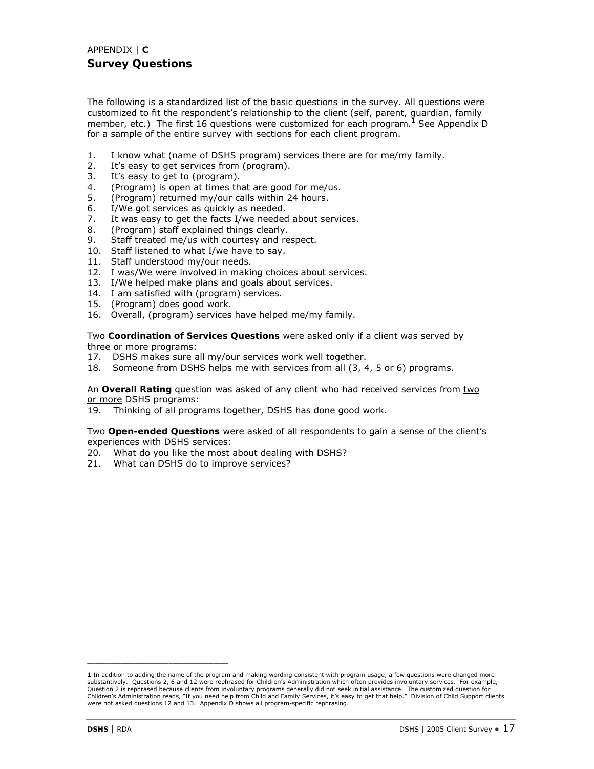APPENDIX | **C**

# Survey Questions

The following is a standardized list of the basic questions in the survey. All questions were customized to fit the respondent's relationship to the client (self, parent, guardian, family member, etc.) The first 16 questions were customized for each program.[1] See Appendix D for a sample of the entire survey with sections for each client program.

1. I know what (name of DSHS program) services there are for me/my family.
2. It's easy to get services from (program).
3. It's easy to get to (program).
4. (Program) is open at times that are good for me/us.
5. (Program) returned my/our calls within 24 hours.
6. I/We got services as quickly as needed.
7. It was easy to get the facts I/we needed about services.
8. (Program) staff explained things clearly.
9. Staff treated me/us with courtesy and respect.
10. Staff listened to what I/we have to say.
11. Staff understood my/our needs.
12. I was/We were involved in making choices about services.
13. I/We helped make plans and goals about services.
14. I am satisfied with (program) services.
15. (Program) does good work.
16. Overall, (program) services have helped me/my family.

Two **Coordination of Services Questions** were asked only if a client was served by <u>three or more</u> programs:

17. DSHS makes sure all my/our services work well together.
18. Someone from DSHS helps me with services from all (3, 4, 5 or 6) programs.

An **Overall Rating** question was asked of any client who had received services from <u>two or more</u> DSHS programs:

19. Thinking of all programs together, DSHS has done good work.

Two **Open-ended Questions** were asked of all respondents to gain a sense of the client's experiences with DSHS services:

20. What do you like the most about dealing with DSHS?
21. What can DSHS do to improve services?

---

**1** In addition to adding the name of the program and making wording consistent with program usage, a few questions were changed more substantively. Questions 2, 6 and 12 were rephrased for Children's Administration which often provides involuntary services. For example, Question 2 is rephrased because clients from involuntary programs generally did not seek initial assistance. The customized question for Children's Administration reads, "If you need help from Child and Family Services, it's easy to get that help." Division of Child Support clients were not asked questions 12 and 13. Appendix D shows all program-specific rephrasing.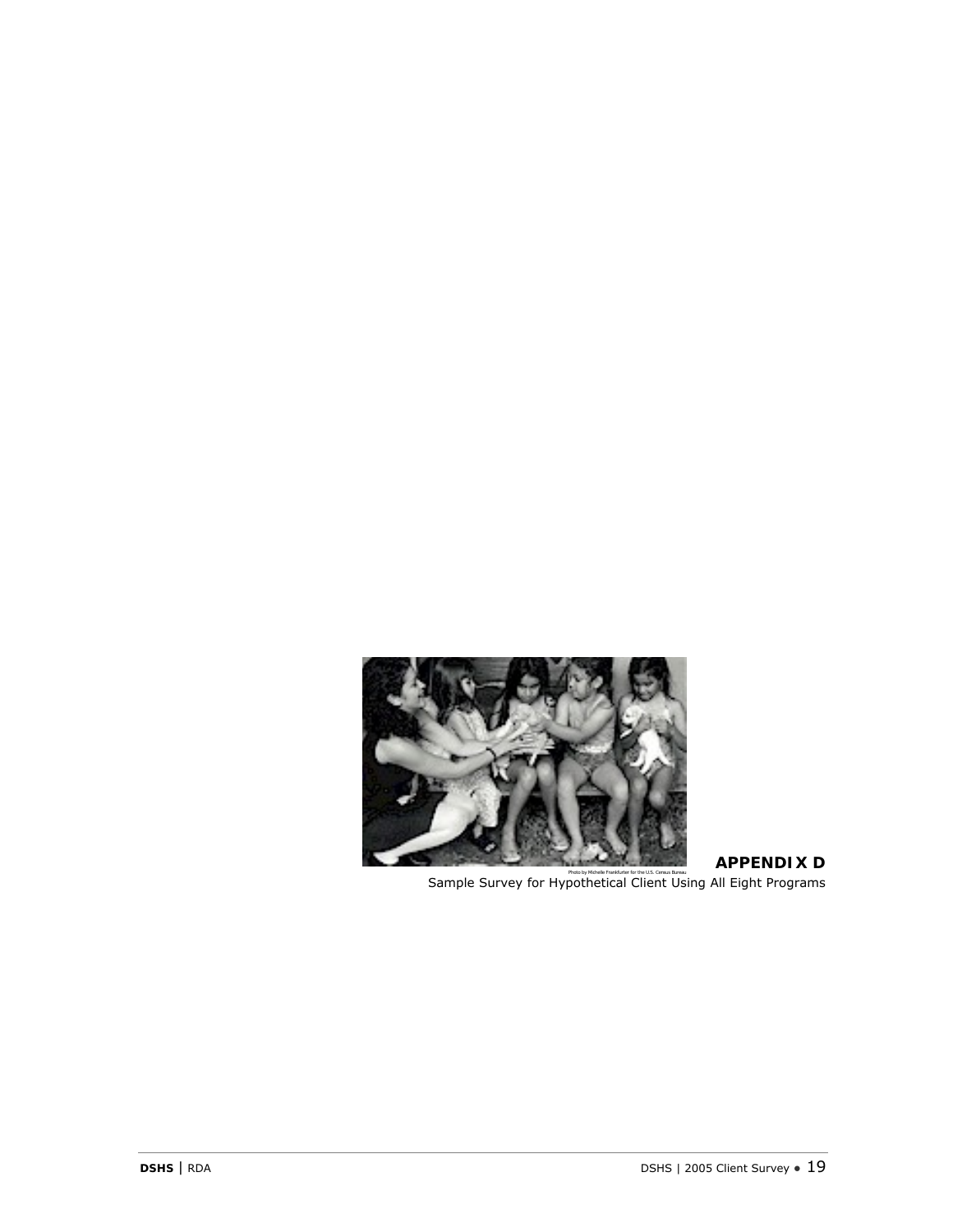Photo by Michelle Frankfurter for the U.S. Census Bureau

## APPENDIX D

Sample Survey for Hypothetical Client Using All Eight Programs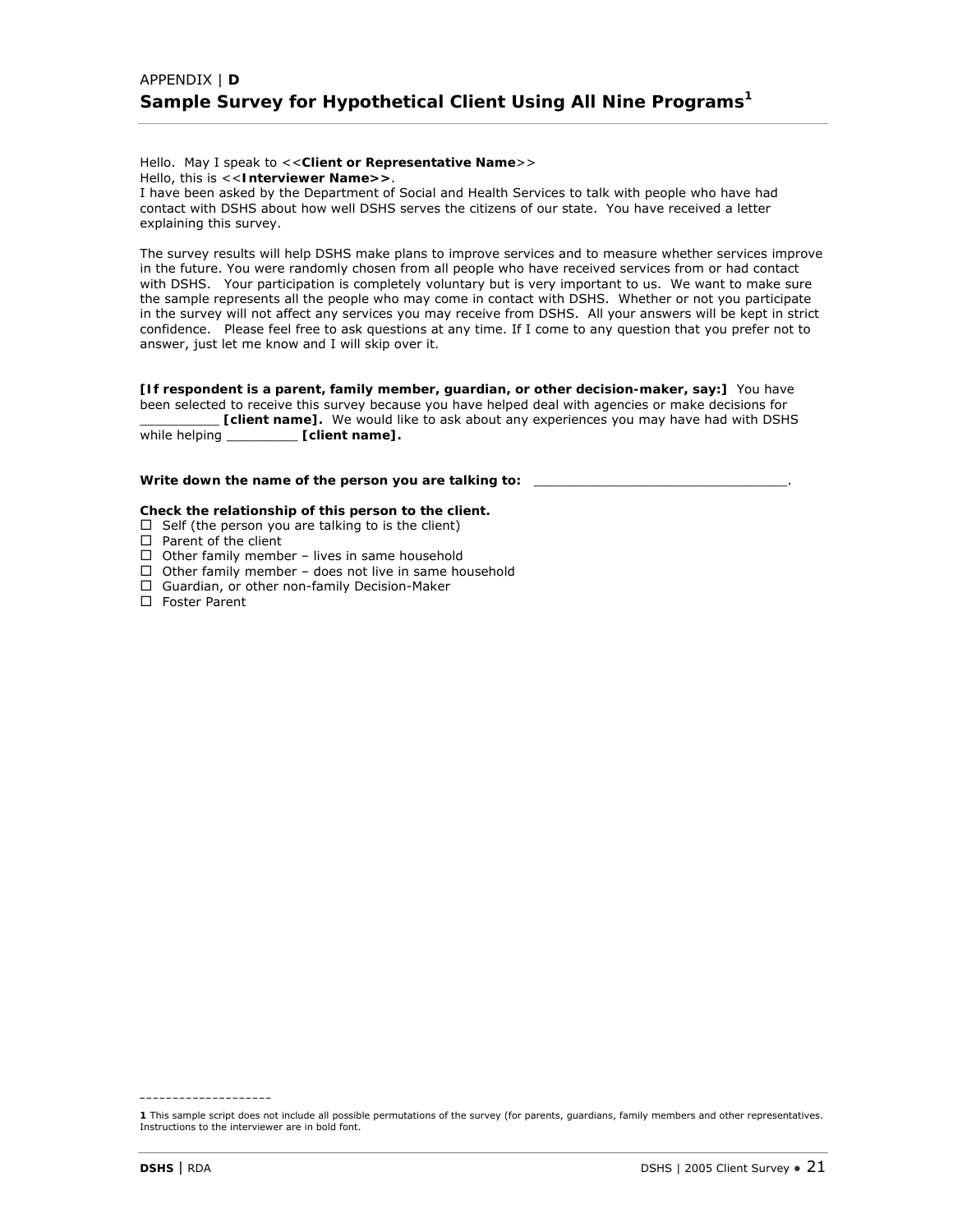APPENDIX | **D**

## Sample Survey for Hypothetical Client Using All Nine Programs[1]

Hello. May I speak to <<**Client or Representative Name**>>
Hello, this is <<**Interviewer Name>>**.
I have been asked by the Department of Social and Health Services to talk with people who have had contact with DSHS about how well DSHS serves the citizens of our state. You have received a letter explaining this survey.

The survey results will help DSHS make plans to improve services and to measure whether services improve in the future. You were randomly chosen from all people who have received services from or had contact with DSHS. Your participation is completely voluntary but is very important to us. We want to make sure the sample represents all the people who may come in contact with DSHS. Whether or not you participate in the survey will not affect any services you may receive from DSHS. All your answers will be kept in strict confidence. Please feel free to ask questions at any time. If I come to any question that you prefer not to answer, just let me know and I will skip over it.

**[If respondent is a parent, family member, guardian, or other decision-maker, say:]** You have been selected to receive this survey because you have helped deal with agencies or make decisions for __________ **[client name].** We would like to ask about any experiences you may have had with DSHS while helping _________ **[client name].**

**Write down the name of the person you are talking to:** ________________________________.

**Check the relationship of this person to the client.**

- ☐ Self (the person you are talking to is the client)
- ☐ Parent of the client
- ☐ Other family member – lives in same household
- ☐ Other family member – does not live in same household
- ☐ Guardian, or other non-family Decision-Maker
- ☐ Foster Parent

---

**1** This sample script does not include all possible permutations of the survey (for parents, guardians, family members and other representatives. Instructions to the interviewer are in bold font.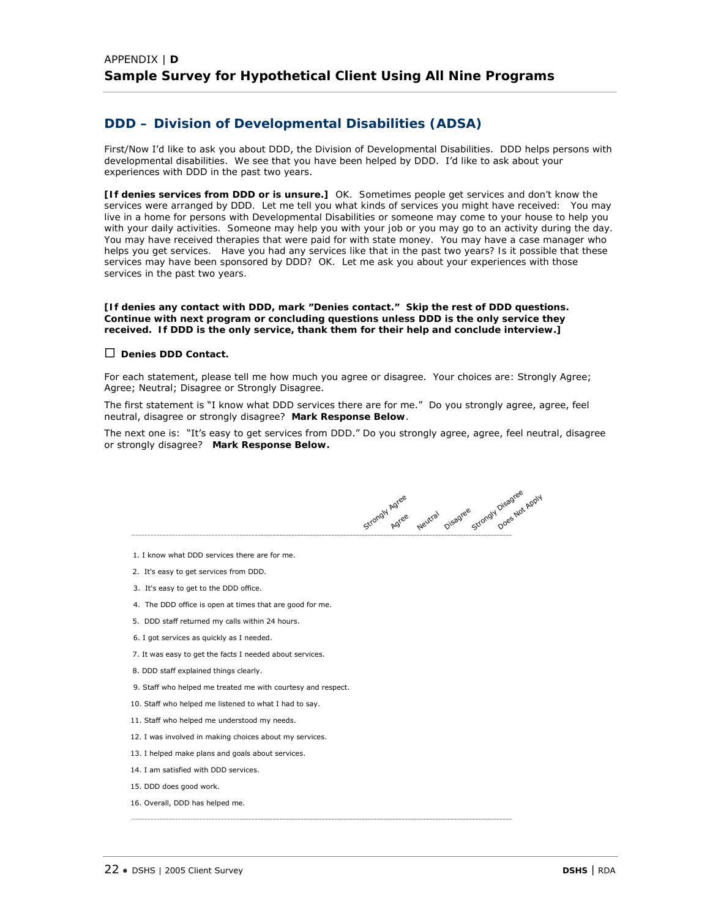APPENDIX | **D**

# Sample Survey for Hypothetical Client Using All Nine Programs

## DDD – Division of Developmental Disabilities (ADSA)

First/Now I'd like to ask you about DDD, the Division of Developmental Disabilities. DDD helps persons with developmental disabilities. We see that you have been helped by DDD. I'd like to ask about your experiences with DDD in the past two years.

**[If denies services from DDD or is unsure.]** OK. Sometimes people get services and don't know the services were arranged by DDD. Let me tell you what kinds of services you might have received: You may live in a home for persons with Developmental Disabilities or someone may come to your house to help you with your daily activities. Someone may help you with your job or you may go to an activity during the day. You may have received therapies that were paid for with state money. You may have a case manager who helps you get services. Have you had any services like that in the past two years? Is it possible that these services may have been sponsored by DDD? OK. Let me ask you about your experiences with those services in the past two years.

**[If denies any contact with DDD, mark "Denies contact." Skip the rest of DDD questions. Continue with next program or concluding questions unless DDD is the only service they received. If DDD is the only service, thank them for their help and conclude interview.]**

☐ **Denies DDD Contact.**

For each statement, please tell me how much you agree or disagree. Your choices are: Strongly Agree; Agree; Neutral; Disagree or Strongly Disagree.

The first statement is "I know what DDD services there are for me." Do you strongly agree, agree, feel neutral, disagree or strongly disagree? **Mark Response Below**.

The next one is: "It's easy to get services from DDD." Do you strongly agree, agree, feel neutral, disagree or strongly disagree? **Mark Response Below.**

| | Strongly Agree | Agree | Neutral | Disagree | Strongly Disagree | Does Not Apply |
|---|---|---|---|---|---|---|
| 1. I know what DDD services there are for me. | | | | | | |
| 2. It's easy to get services from DDD. | | | | | | |
| 3. It's easy to get to the DDD office. | | | | | | |
| 4. The DDD office is open at times that are good for me. | | | | | | |
| 5. DDD staff returned my calls within 24 hours. | | | | | | |
| 6. I got services as quickly as I needed. | | | | | | |
| 7. It was easy to get the facts I needed about services. | | | | | | |
| 8. DDD staff explained things clearly. | | | | | | |
| 9. Staff who helped me treated me with courtesy and respect. | | | | | | |
| 10. Staff who helped me listened to what I had to say. | | | | | | |
| 11. Staff who helped me understood my needs. | | | | | | |
| 12. I was involved in making choices about my services. | | | | | | |
| 13. I helped make plans and goals about services. | | | | | | |
| 14. I am satisfied with DDD services. | | | | | | |
| 15. DDD does good work. | | | | | | |
| 16. Overall, DDD has helped me. | | | | | | |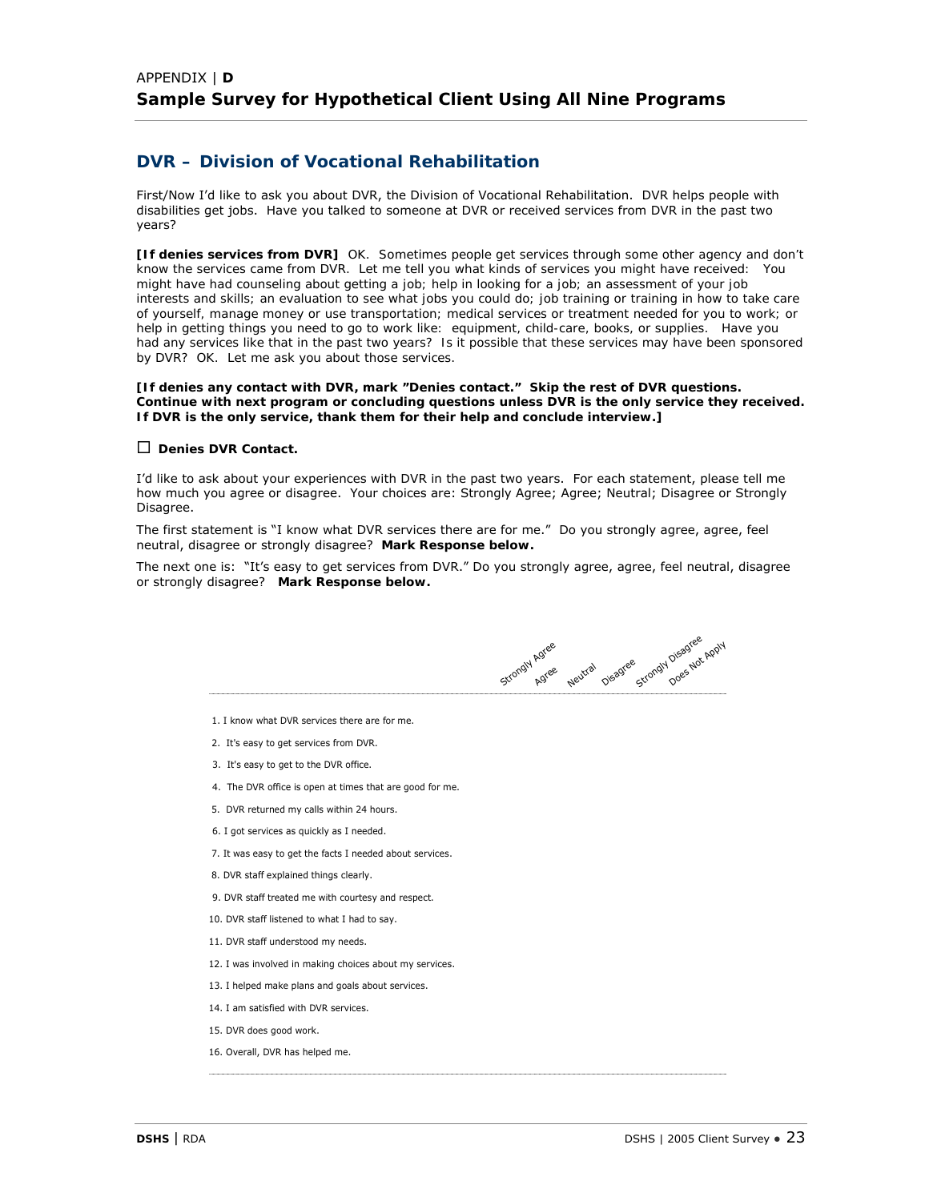# APPENDIX | D
# Sample Survey for Hypothetical Client Using All Nine Programs

## DVR – Division of Vocational Rehabilitation

First/Now I'd like to ask you about DVR, the Division of Vocational Rehabilitation. DVR helps people with disabilities get jobs. Have you talked to someone at DVR or received services from DVR in the past two years?

**[If denies services from DVR]** OK. Sometimes people get services through some other agency and don't know the services came from DVR. Let me tell you what kinds of services you might have received: You might have had counseling about getting a job; help in looking for a job; an assessment of your job interests and skills; an evaluation to see what jobs you could do; job training or training in how to take care of yourself, manage money or use transportation; medical services or treatment needed for you to work; or help in getting things you need to go to work like: equipment, child-care, books, or supplies. Have you had any services like that in the past two years? Is it possible that these services may have been sponsored by DVR? OK. Let me ask you about those services.

**[If denies any contact with DVR, mark "Denies contact." Skip the rest of DVR questions. Continue with next program or concluding questions unless DVR is the only service they received. If DVR is the only service, thank them for their help and conclude interview.]**

☐ **Denies DVR Contact.**

I'd like to ask about your experiences with DVR in the past two years. For each statement, please tell me how much you agree or disagree. Your choices are: Strongly Agree; Agree; Neutral; Disagree or Strongly Disagree.

The first statement is "I know what DVR services there are for me." Do you strongly agree, agree, feel neutral, disagree or strongly disagree? **Mark Response below.**

The next one is: "It's easy to get services from DVR." Do you strongly agree, agree, feel neutral, disagree or strongly disagree? **Mark Response below.**

| | Strongly Agree | Agree | Neutral | Disagree | Strongly Disagree | Does Not Apply |
|---|---|---|---|---|---|---|
| 1. I know what DVR services there are for me. | | | | | | |
| 2. It's easy to get services from DVR. | | | | | | |
| 3. It's easy to get to the DVR office. | | | | | | |
| 4. The DVR office is open at times that are good for me. | | | | | | |
| 5. DVR returned my calls within 24 hours. | | | | | | |
| 6. I got services as quickly as I needed. | | | | | | |
| 7. It was easy to get the facts I needed about services. | | | | | | |
| 8. DVR staff explained things clearly. | | | | | | |
| 9. DVR staff treated me with courtesy and respect. | | | | | | |
| 10. DVR staff listened to what I had to say. | | | | | | |
| 11. DVR staff understood my needs. | | | | | | |
| 12. I was involved in making choices about my services. | | | | | | |
| 13. I helped make plans and goals about services. | | | | | | |
| 14. I am satisfied with DVR services. | | | | | | |
| 15. DVR does good work. | | | | | | |
| 16. Overall, DVR has helped me. | | | | | | |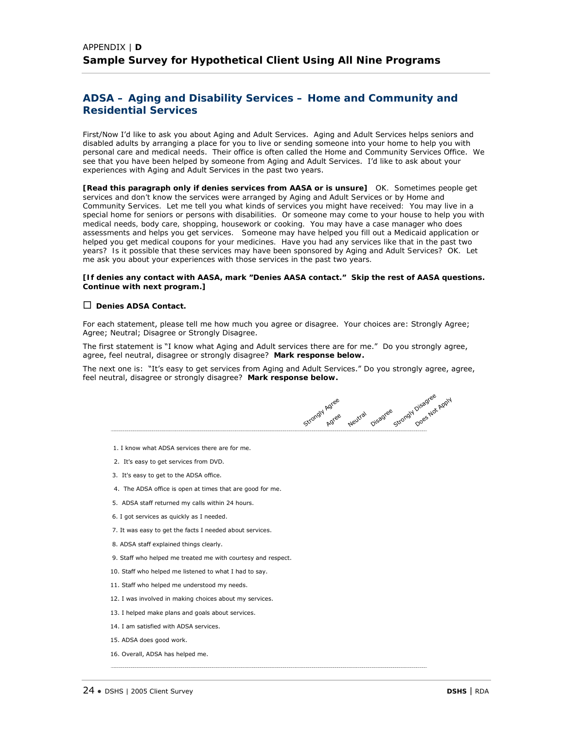APPENDIX | **D**

# Sample Survey for Hypothetical Client Using All Nine Programs

## ADSA – Aging and Disability Services – Home and Community and Residential Services

First/Now I'd like to ask you about Aging and Adult Services. Aging and Adult Services helps seniors and disabled adults by arranging a place for you to live or sending someone into your home to help you with personal care and medical needs. Their office is often called the Home and Community Services Office. We see that you have been helped by someone from Aging and Adult Services. I'd like to ask about your experiences with Aging and Adult Services in the past two years.

**[Read this paragraph only if denies services from AASA or is unsure]** OK. Sometimes people get services and don't know the services were arranged by Aging and Adult Services or by Home and Community Services. Let me tell you what kinds of services you might have received: You may live in a special home for seniors or persons with disabilities. Or someone may come to your house to help you with medical needs, body care, shopping, housework or cooking. You may have a case manager who does assessments and helps you get services. Someone may have helped you fill out a Medicaid application or helped you get medical coupons for your medicines. Have you had any services like that in the past two years? Is it possible that these services may have been sponsored by Aging and Adult Services? OK. Let me ask you about your experiences with those services in the past two years.

**[If denies any contact with AASA, mark "Denies AASA contact." Skip the rest of AASA questions. Continue with next program.]**

☐ **Denies ADSA Contact.**

For each statement, please tell me how much you agree or disagree. Your choices are: Strongly Agree; Agree; Neutral; Disagree or Strongly Disagree.

The first statement is "I know what Aging and Adult services there are for me." Do you strongly agree, agree, feel neutral, disagree or strongly disagree? **Mark response below.**

The next one is: "It's easy to get services from Aging and Adult Services." Do you strongly agree, agree, feel neutral, disagree or strongly disagree? **Mark response below.**

| | Strongly Agree | Agree | Neutral | Disagree | Strongly Disagree | Does Not Apply |
|---|---|---|---|---|---|---|
| 1. I know what ADSA services there are for me. | | | | | | |
| 2. It's easy to get services from DVD. | | | | | | |
| 3. It's easy to get to the ADSA office. | | | | | | |
| 4. The ADSA office is open at times that are good for me. | | | | | | |
| 5. ADSA staff returned my calls within 24 hours. | | | | | | |
| 6. I got services as quickly as I needed. | | | | | | |
| 7. It was easy to get the facts I needed about services. | | | | | | |
| 8. ADSA staff explained things clearly. | | | | | | |
| 9. Staff who helped me treated me with courtesy and respect. | | | | | | |
| 10. Staff who helped me listened to what I had to say. | | | | | | |
| 11. Staff who helped me understood my needs. | | | | | | |
| 12. I was involved in making choices about my services. | | | | | | |
| 13. I helped make plans and goals about services. | | | | | | |
| 14. I am satisfied with ADSA services. | | | | | | |
| 15. ADSA does good work. | | | | | | |
| 16. Overall, ADSA has helped me. | | | | | | |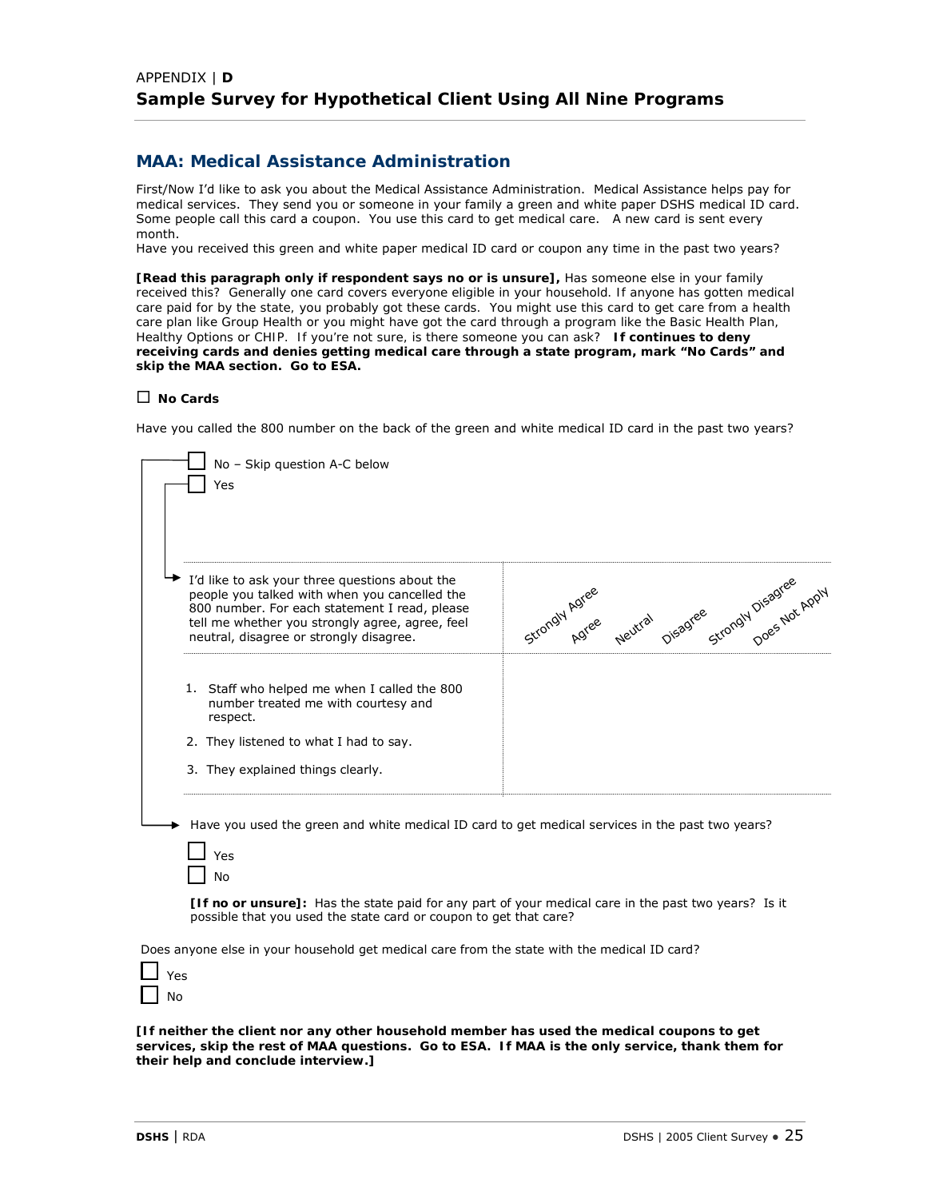APPENDIX | **D**

# Sample Survey for Hypothetical Client Using All Nine Programs

## MAA: Medical Assistance Administration

First/Now I'd like to ask you about the Medical Assistance Administration. Medical Assistance helps pay for medical services. They send you or someone in your family a green and white paper DSHS medical ID card. Some people call this card a coupon. You use this card to get medical care. A new card is sent every month.

Have you received this green and white paper medical ID card or coupon any time in the past two years?

**[Read this paragraph only if respondent says no or is unsure],** Has someone else in your family received this? Generally one card covers everyone eligible in your household. If anyone has gotten medical care paid for by the state, you probably got these cards. You might use this card to get care from a health care plan like Group Health or you might have got the card through a program like the Basic Health Plan, Healthy Options or CHIP. If you're not sure, is there someone you can ask? **If continues to deny receiving cards and denies getting medical care through a state program, mark "No Cards" and skip the MAA section. Go to ESA.**

☐ **No Cards**

Have you called the 800 number on the back of the green and white medical ID card in the past two years?

☐ No – Skip question A-C below

☐ Yes

| I'd like to ask your three questions about the people you talked with when you cancelled the 800 number. For each statement I read, please tell me whether you strongly agree, agree, feel neutral, disagree or strongly disagree. | Strongly Agree | Agree | Neutral | Disagree | Strongly Disagree | Does Not Apply |
|---|---|---|---|---|---|---|
| 1. Staff who helped me when I called the 800 number treated me with courtesy and respect. | | | | | | |
| 2. They listened to what I had to say. | | | | | | |
| 3. They explained things clearly. | | | | | | |

Have you used the green and white medical ID card to get medical services in the past two years?

☐ Yes

☐ No

**[If no or unsure]:** Has the state paid for any part of your medical care in the past two years? Is it possible that you used the state card or coupon to get that care?

Does anyone else in your household get medical care from the state with the medical ID card?

☐ Yes

☐ No

**[If neither the client nor any other household member has used the medical coupons to get services, skip the rest of MAA questions. Go to ESA. If MAA is the only service, thank them for their help and conclude interview.]**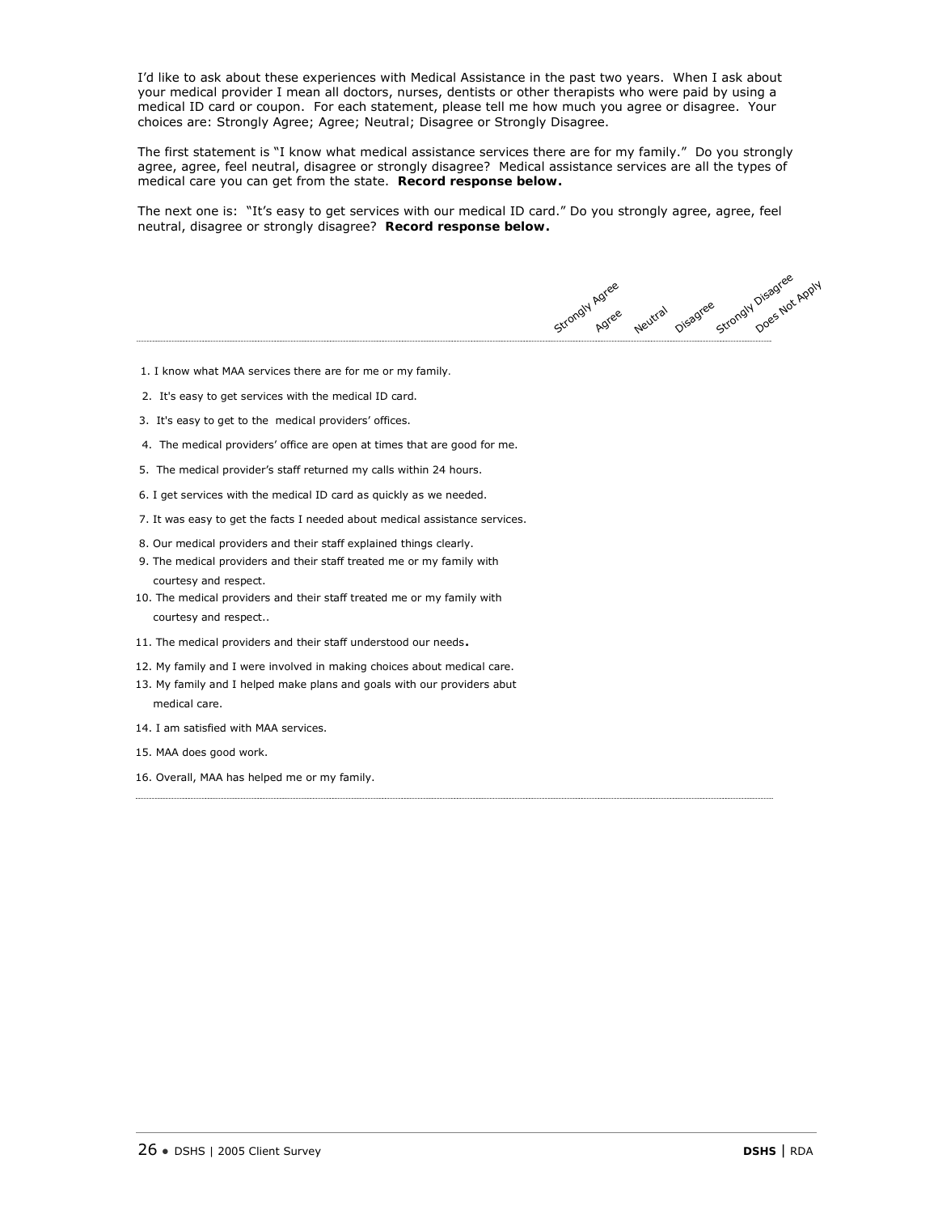I'd like to ask about these experiences with Medical Assistance in the past two years. When I ask about your medical provider I mean all doctors, nurses, dentists or other therapists who were paid by using a medical ID card or coupon. For each statement, please tell me how much you agree or disagree. Your choices are: Strongly Agree; Agree; Neutral; Disagree or Strongly Disagree.

The first statement is "I know what medical assistance services there are for my family." Do you strongly agree, agree, feel neutral, disagree or strongly disagree? Medical assistance services are all the types of medical care you can get from the state. **Record response below.**

The next one is: "It's easy to get services with our medical ID card." Do you strongly agree, agree, feel neutral, disagree or strongly disagree? **Record response below.**

| | Strongly Agree | Agree | Neutral | Disagree | Strongly Disagree | Does Not Apply |
|---|---|---|---|---|---|---|
| 1. I know what MAA services there are for me or my family. | | | | | | |
| 2. It's easy to get services with the medical ID card. | | | | | | |
| 3. It's easy to get to the medical providers' offices. | | | | | | |
| 4. The medical providers' office are open at times that are good for me. | | | | | | |
| 5. The medical provider's staff returned my calls within 24 hours. | | | | | | |
| 6. I get services with the medical ID card as quickly as we needed. | | | | | | |
| 7. It was easy to get the facts I needed about medical assistance services. | | | | | | |
| 8. Our medical providers and their staff explained things clearly. | | | | | | |
| 9. The medical providers and their staff treated me or my family with courtesy and respect. | | | | | | |
| 10. The medical providers and their staff treated me or my family with courtesy and respect.. | | | | | | |
| 11. The medical providers and their staff understood our needs. | | | | | | |
| 12. My family and I were involved in making choices about medical care. | | | | | | |
| 13. My family and I helped make plans and goals with our providers abut medical care. | | | | | | |
| 14. I am satisfied with MAA services. | | | | | | |
| 15. MAA does good work. | | | | | | |
| 16. Overall, MAA has helped me or my family. | | | | | | |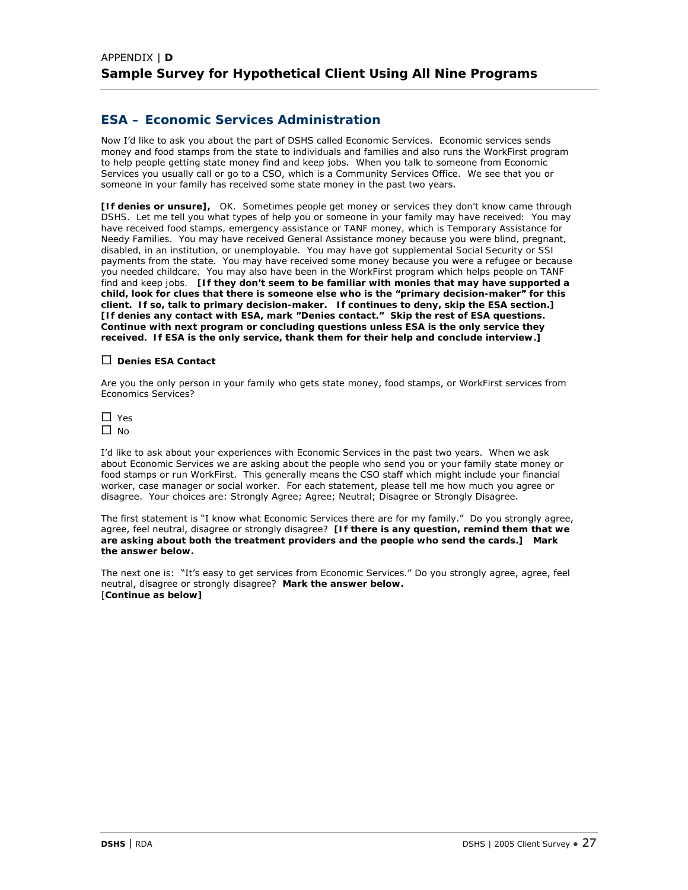APPENDIX | **D**

# Sample Survey for Hypothetical Client Using All Nine Programs

## ESA – Economic Services Administration

Now I'd like to ask you about the part of DSHS called Economic Services. Economic services sends money and food stamps from the state to individuals and families and also runs the WorkFirst program to help people getting state money find and keep jobs. When you talk to someone from Economic Services you usually call or go to a CSO, which is a Community Services Office. We see that you or someone in your family has received some state money in the past two years.

**[If denies or unsure],** OK. Sometimes people get money or services they don't know came through DSHS. Let me tell you what types of help you or someone in your family may have received: You may have received food stamps, emergency assistance or TANF money, which is Temporary Assistance for Needy Families. You may have received General Assistance money because you were blind, pregnant, disabled, in an institution, or unemployable. You may have got supplemental Social Security or SSI payments from the state. You may have received some money because you were a refugee or because you needed childcare. You may also have been in the WorkFirst program which helps people on TANF find and keep jobs. **[If they don't seem to be familiar with monies that may have supported a child, look for clues that there is someone else who is the "primary decision-maker" for this client. If so, talk to primary decision-maker. If continues to deny, skip the ESA section.] [If denies any contact with ESA, mark "Denies contact." Skip the rest of ESA questions. Continue with next program or concluding questions unless ESA is the only service they received. If ESA is the only service, thank them for their help and conclude interview.]**

☐ **Denies ESA Contact**

Are you the only person in your family who gets state money, food stamps, or WorkFirst services from Economics Services?

☐ Yes
☐ No

I'd like to ask about your experiences with Economic Services in the past two years. When we ask about Economic Services we are asking about the people who send you or your family state money or food stamps or run WorkFirst. This generally means the CSO staff which might include your financial worker, case manager or social worker. For each statement, please tell me how much you agree or disagree. Your choices are: Strongly Agree; Agree; Neutral; Disagree or Strongly Disagree.

The first statement is "I know what Economic Services there are for my family." Do you strongly agree, agree, feel neutral, disagree or strongly disagree? **[If there is any question, remind them that we are asking about both the treatment providers and the people who send the cards.] Mark the answer below.**

The next one is: "It's easy to get services from Economic Services." Do you strongly agree, agree, feel neutral, disagree or strongly disagree? **Mark the answer below.**
[**Continue as below]**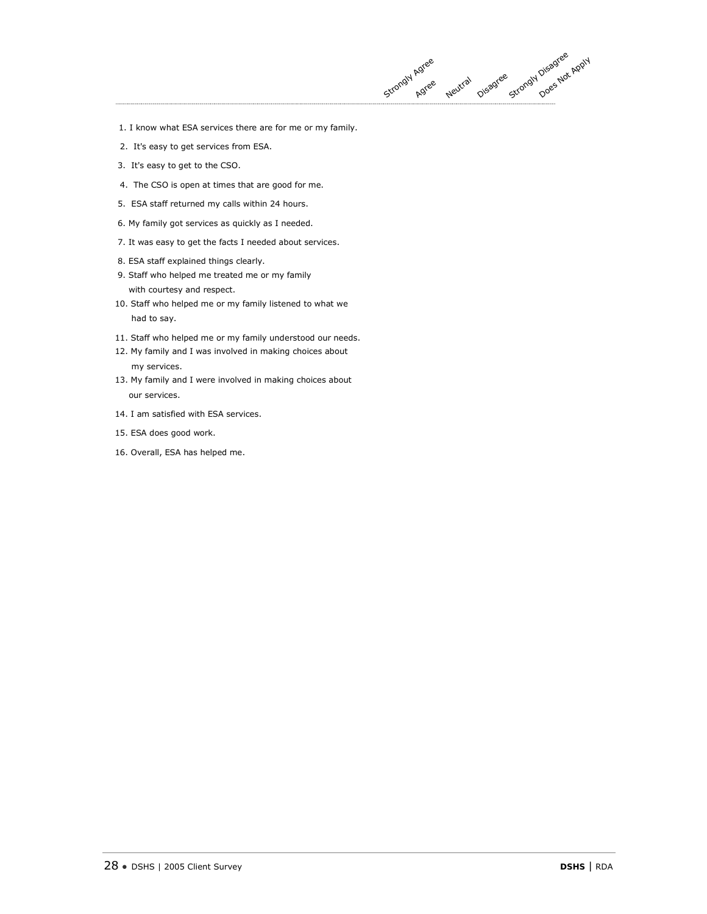| | Strongly Agree | Agree | Neutral | Disagree | Strongly Disagree | Does Not Apply |
|---|---|---|---|---|---|---|
| 1. I know what ESA services there are for me or my family. | | | | | | |
| 2. It's easy to get services from ESA. | | | | | | |
| 3. It's easy to get to the CSO. | | | | | | |
| 4. The CSO is open at times that are good for me. | | | | | | |
| 5. ESA staff returned my calls within 24 hours. | | | | | | |
| 6. My family got services as quickly as I needed. | | | | | | |
| 7. It was easy to get the facts I needed about services. | | | | | | |
| 8. ESA staff explained things clearly. | | | | | | |
| 9. Staff who helped me treated me or my family with courtesy and respect. | | | | | | |
| 10. Staff who helped me or my family listened to what we had to say. | | | | | | |
| 11. Staff who helped me or my family understood our needs. | | | | | | |
| 12. My family and I was involved in making choices about my services. | | | | | | |
| 13. My family and I were involved in making choices about our services. | | | | | | |
| 14. I am satisfied with ESA services. | | | | | | |
| 15. ESA does good work. | | | | | | |
| 16. Overall, ESA has helped me. | | | | | | |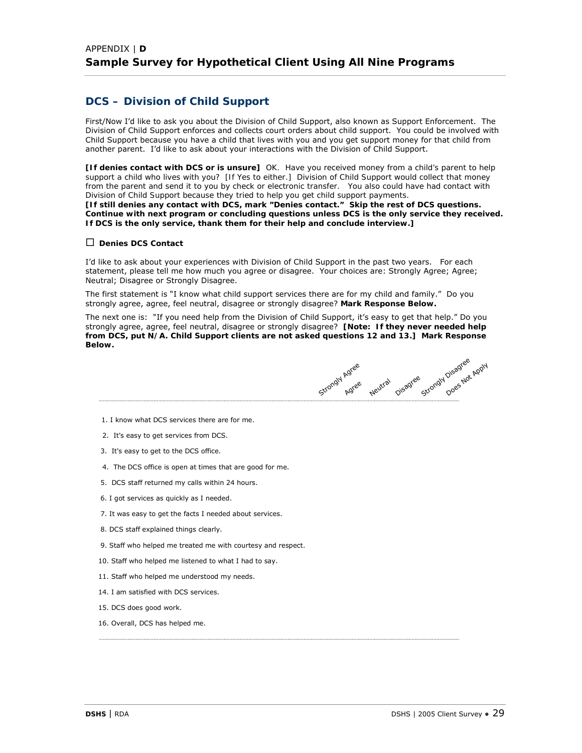APPENDIX | **D**

# Sample Survey for Hypothetical Client Using All Nine Programs

## DCS – Division of Child Support

First/Now I'd like to ask you about the Division of Child Support, also known as Support Enforcement. The Division of Child Support enforces and collects court orders about child support. You could be involved with Child Support because you have a child that lives with you and you get support money for that child from another parent. I'd like to ask about your interactions with the Division of Child Support.

**[If denies contact with DCS or is unsure]** OK. Have you received money from a child's parent to help support a child who lives with you? [If Yes to either.] Division of Child Support would collect that money from the parent and send it to you by check or electronic transfer. You also could have had contact with Division of Child Support because they tried to help you get child support payments.
**[If still denies any contact with DCS, mark "Denies contact." Skip the rest of DCS questions. Continue with next program or concluding questions unless DCS is the only service they received. If DCS is the only service, thank them for their help and conclude interview.]**

☐ **Denies DCS Contact**

I'd like to ask about your experiences with Division of Child Support in the past two years. For each statement, please tell me how much you agree or disagree. Your choices are: Strongly Agree; Agree; Neutral; Disagree or Strongly Disagree.

The first statement is "I know what child support services there are for my child and family." Do you strongly agree, agree, feel neutral, disagree or strongly disagree? **Mark Response Below.**

The next one is: "If you need help from the Division of Child Support, it's easy to get that help." Do you strongly agree, agree, feel neutral, disagree or strongly disagree? **[Note: If they never needed help from DCS, put N/A. Child Support clients are not asked questions 12 and 13.] Mark Response Below.**

| | Strongly Agree | Agree | Neutral | Disagree | Strongly Disagree | Does Not Apply |
|---|---|---|---|---|---|---|
| 1. I know what DCS services there are for me. | | | | | | |
| 2. It's easy to get services from DCS. | | | | | | |
| 3. It's easy to get to the DCS office. | | | | | | |
| 4. The DCS office is open at times that are good for me. | | | | | | |
| 5. DCS staff returned my calls within 24 hours. | | | | | | |
| 6. I got services as quickly as I needed. | | | | | | |
| 7. It was easy to get the facts I needed about services. | | | | | | |
| 8. DCS staff explained things clearly. | | | | | | |
| 9. Staff who helped me treated me with courtesy and respect. | | | | | | |
| 10. Staff who helped me listened to what I had to say. | | | | | | |
| 11. Staff who helped me understood my needs. | | | | | | |
| 14. I am satisfied with DCS services. | | | | | | |
| 15. DCS does good work. | | | | | | |
| 16. Overall, DCS has helped me. | | | | | | |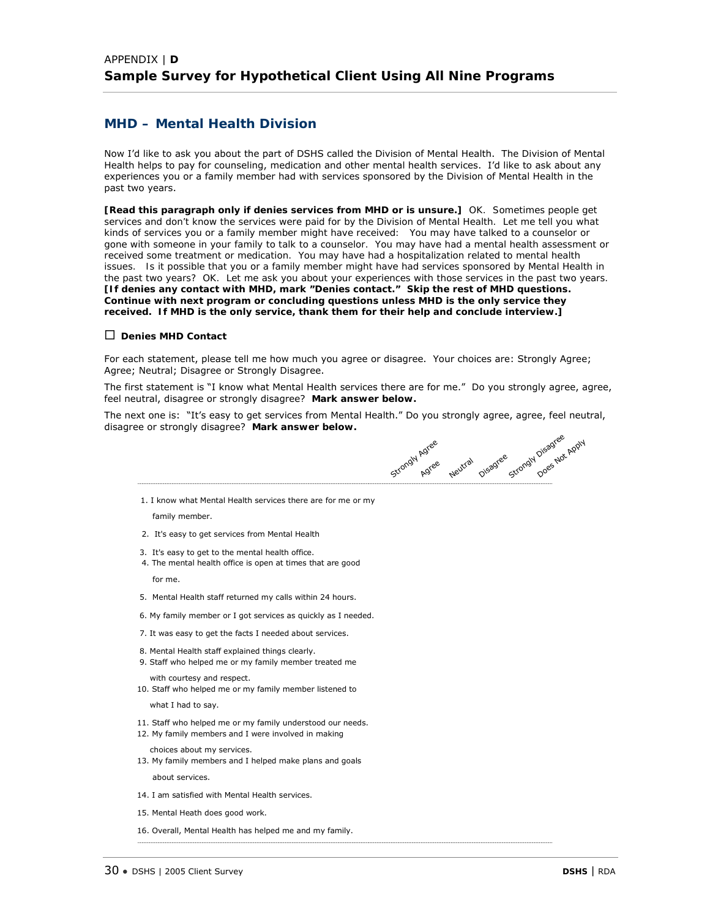APPENDIX | **D**

# Sample Survey for Hypothetical Client Using All Nine Programs

## MHD – Mental Health Division

Now I'd like to ask you about the part of DSHS called the Division of Mental Health. The Division of Mental Health helps to pay for counseling, medication and other mental health services. I'd like to ask about any experiences you or a family member had with services sponsored by the Division of Mental Health in the past two years.

**[Read this paragraph only if denies services from MHD or is unsure.]** OK. Sometimes people get services and don't know the services were paid for by the Division of Mental Health. Let me tell you what kinds of services you or a family member might have received: You may have talked to a counselor or gone with someone in your family to talk to a counselor. You may have had a mental health assessment or received some treatment or medication. You may have had a hospitalization related to mental health issues. Is it possible that you or a family member might have had services sponsored by Mental Health in the past two years? OK. Let me ask you about your experiences with those services in the past two years. **[If denies any contact with MHD, mark "Denies contact." Skip the rest of MHD questions. Continue with next program or concluding questions unless MHD is the only service they received. If MHD is the only service, thank them for their help and conclude interview.]**

☐ **Denies MHD Contact**

For each statement, please tell me how much you agree or disagree. Your choices are: Strongly Agree; Agree; Neutral; Disagree or Strongly Disagree.

The first statement is "I know what Mental Health services there are for me." Do you strongly agree, agree, feel neutral, disagree or strongly disagree? **Mark answer below.**

The next one is: "It's easy to get services from Mental Health." Do you strongly agree, agree, feel neutral, disagree or strongly disagree? **Mark answer below.**

| | Strongly Agree | Agree | Neutral | Disagree | Strongly Disagree | Does Not Apply |
|---|---|---|---|---|---|---|
| 1. I know what Mental Health services there are for me or my family member. | | | | | | |
| 2. It's easy to get services from Mental Health | | | | | | |
| 3. It's easy to get to the mental health office. | | | | | | |
| 4. The mental health office is open at times that are good for me. | | | | | | |
| 5. Mental Health staff returned my calls within 24 hours. | | | | | | |
| 6. My family member or I got services as quickly as I needed. | | | | | | |
| 7. It was easy to get the facts I needed about services. | | | | | | |
| 8. Mental Health staff explained things clearly. | | | | | | |
| 9. Staff who helped me or my family member treated me with courtesy and respect. | | | | | | |
| 10. Staff who helped me or my family member listened to what I had to say. | | | | | | |
| 11. Staff who helped me or my family understood our needs. | | | | | | |
| 12. My family members and I were involved in making choices about my services. | | | | | | |
| 13. My family members and I helped make plans and goals about services. | | | | | | |
| 14. I am satisfied with Mental Health services. | | | | | | |
| 15. Mental Heath does good work. | | | | | | |
| 16. Overall, Mental Health has helped me and my family. | | | | | | |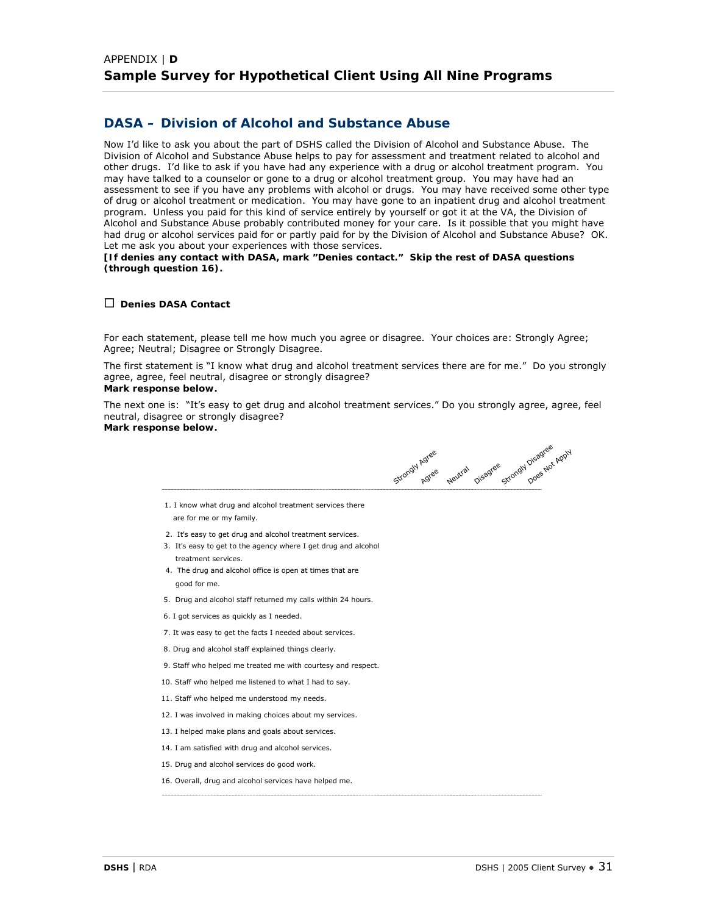APPENDIX | **D**

# Sample Survey for Hypothetical Client Using All Nine Programs

## DASA – Division of Alcohol and Substance Abuse

Now I'd like to ask you about the part of DSHS called the Division of Alcohol and Substance Abuse. The Division of Alcohol and Substance Abuse helps to pay for assessment and treatment related to alcohol and other drugs. I'd like to ask if you have had any experience with a drug or alcohol treatment program. You may have talked to a counselor or gone to a drug or alcohol treatment group. You may have had an assessment to see if you have any problems with alcohol or drugs. You may have received some other type of drug or alcohol treatment or medication. You may have gone to an inpatient drug and alcohol treatment program. Unless you paid for this kind of service entirely by yourself or got it at the VA, the Division of Alcohol and Substance Abuse probably contributed money for your care. Is it possible that you might have had drug or alcohol services paid for or partly paid for by the Division of Alcohol and Substance Abuse? OK. Let me ask you about your experiences with those services.

**[If denies any contact with DASA, mark "Denies contact." Skip the rest of DASA questions (through question 16).**

☐ **Denies DASA Contact**

For each statement, please tell me how much you agree or disagree. Your choices are: Strongly Agree; Agree; Neutral; Disagree or Strongly Disagree.

The first statement is "I know what drug and alcohol treatment services there are for me." Do you strongly agree, agree, feel neutral, disagree or strongly disagree?
**Mark response below.**

The next one is: "It's easy to get drug and alcohol treatment services." Do you strongly agree, agree, feel neutral, disagree or strongly disagree?
**Mark response below.**

| | Strongly Agree | Agree | Neutral | Disagree | Strongly Disagree | Does Not Apply |
|---|---|---|---|---|---|---|
| 1. I know what drug and alcohol treatment services there are for me or my family. | | | | | | |
| 2. It's easy to get drug and alcohol treatment services. | | | | | | |
| 3. It's easy to get to the agency where I get drug and alcohol treatment services. | | | | | | |
| 4. The drug and alcohol office is open at times that are good for me. | | | | | | |
| 5. Drug and alcohol staff returned my calls within 24 hours. | | | | | | |
| 6. I got services as quickly as I needed. | | | | | | |
| 7. It was easy to get the facts I needed about services. | | | | | | |
| 8. Drug and alcohol staff explained things clearly. | | | | | | |
| 9. Staff who helped me treated me with courtesy and respect. | | | | | | |
| 10. Staff who helped me listened to what I had to say. | | | | | | |
| 11. Staff who helped me understood my needs. | | | | | | |
| 12. I was involved in making choices about my services. | | | | | | |
| 13. I helped make plans and goals about services. | | | | | | |
| 14. I am satisfied with drug and alcohol services. | | | | | | |
| 15. Drug and alcohol services do good work. | | | | | | |
| 16. Overall, drug and alcohol services have helped me. | | | | | | |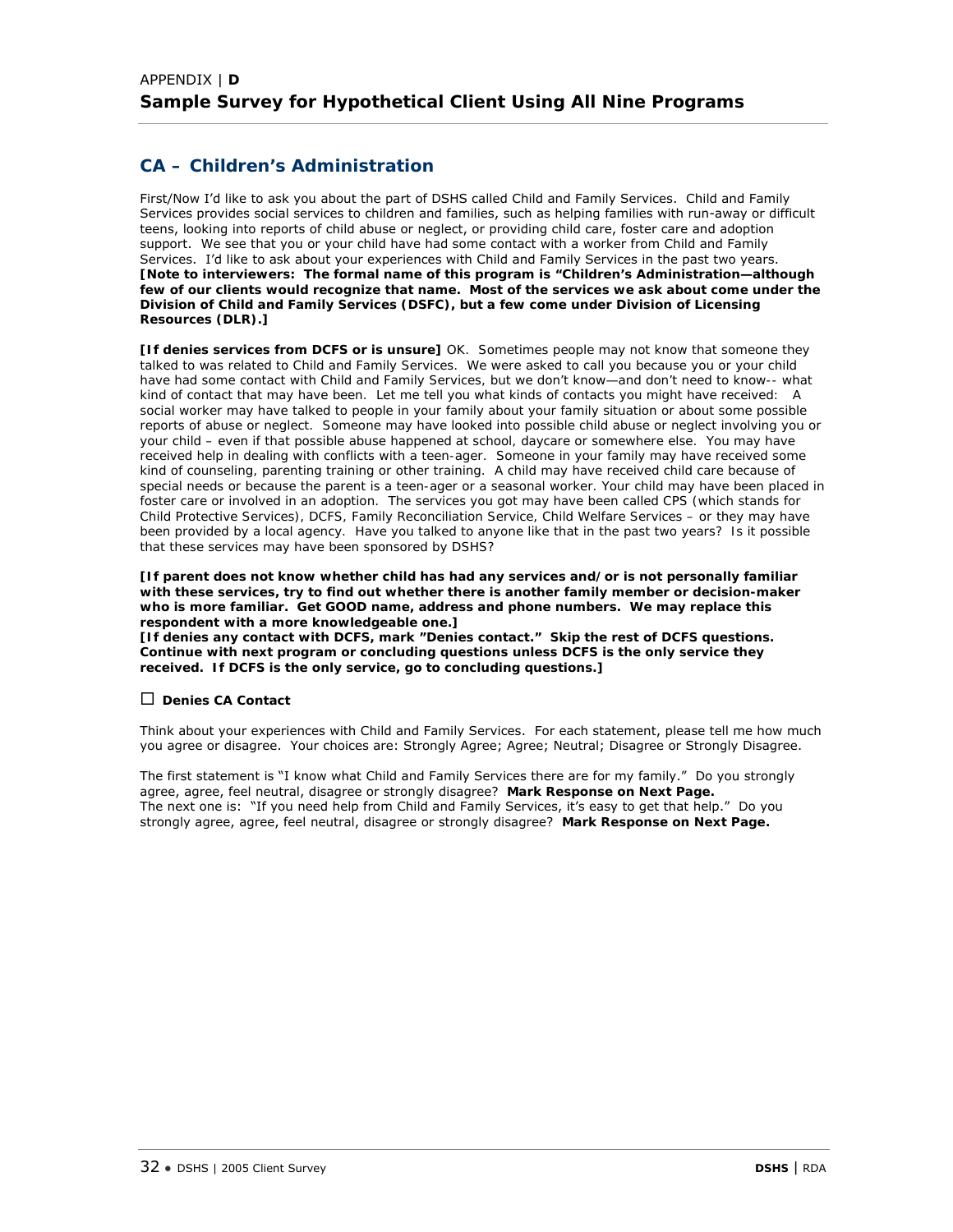APPENDIX | **D**

# Sample Survey for Hypothetical Client Using All Nine Programs

## CA – Children's Administration

First/Now I'd like to ask you about the part of DSHS called Child and Family Services. Child and Family Services provides social services to children and families, such as helping families with run-away or difficult teens, looking into reports of child abuse or neglect, or providing child care, foster care and adoption support. We see that you or your child have had some contact with a worker from Child and Family Services. I'd like to ask about your experiences with Child and Family Services in the past two years. **[Note to interviewers: The formal name of this program is "Children's Administration—although few of our clients would recognize that name. Most of the services we ask about come under the Division of Child and Family Services (DSFC), but a few come under Division of Licensing Resources (DLR).]**

**[If denies services from DCFS or is unsure]** OK. Sometimes people may not know that someone they talked to was related to Child and Family Services. We were asked to call you because you or your child have had some contact with Child and Family Services, but we don't know—and don't need to know-- what kind of contact that may have been. Let me tell you what kinds of contacts you might have received: A social worker may have talked to people in your family about your family situation or about some possible reports of abuse or neglect. Someone may have looked into possible child abuse or neglect involving you or your child – even if that possible abuse happened at school, daycare or somewhere else. You may have received help in dealing with conflicts with a teen-ager. Someone in your family may have received some kind of counseling, parenting training or other training. A child may have received child care because of special needs or because the parent is a teen-ager or a seasonal worker. Your child may have been placed in foster care or involved in an adoption. The services you got may have been called CPS (which stands for Child Protective Services), DCFS, Family Reconciliation Service, Child Welfare Services – or they may have been provided by a local agency. Have you talked to anyone like that in the past two years? Is it possible that these services may have been sponsored by DSHS?

**[If parent does not know whether child has had any services and/or is not personally familiar with these services, try to find out whether there is another family member or decision-maker who is more familiar. Get GOOD name, address and phone numbers. We may replace this respondent with a more knowledgeable one.]**
**[If denies any contact with DCFS, mark "Denies contact." Skip the rest of DCFS questions. Continue with next program or concluding questions unless DCFS is the only service they received. If DCFS is the only service, go to concluding questions.]**

☐ **Denies CA Contact**

Think about your experiences with Child and Family Services. For each statement, please tell me how much you agree or disagree. Your choices are: Strongly Agree; Agree; Neutral; Disagree or Strongly Disagree.

The first statement is "I know what Child and Family Services there are for my family." Do you strongly agree, agree, feel neutral, disagree or strongly disagree? **Mark Response on Next Page.**
The next one is: "If you need help from Child and Family Services, it's easy to get that help." Do you strongly agree, agree, feel neutral, disagree or strongly disagree? **Mark Response on Next Page.**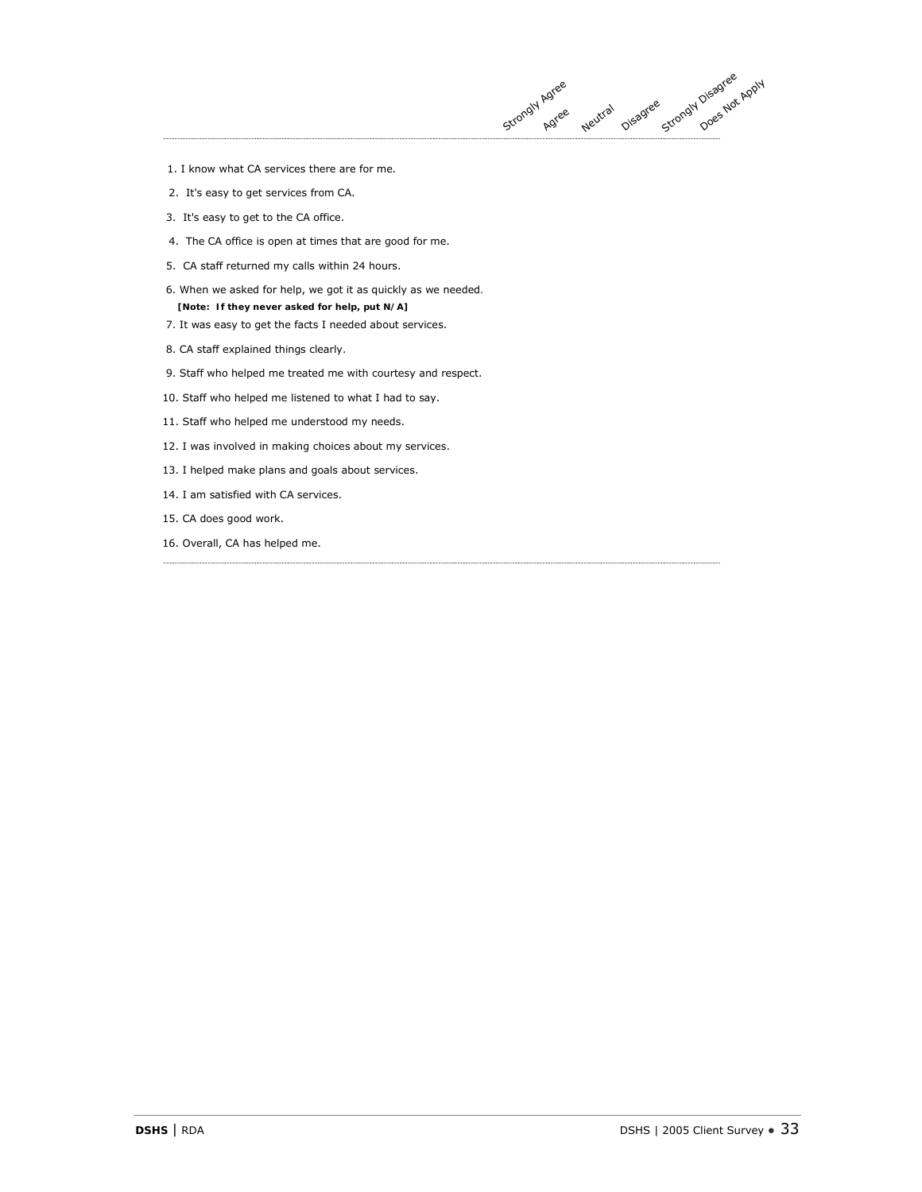| | Strongly Agree | Agree | Neutral | Disagree | Strongly Disagree | Does Not Apply |
|---|---|---|---|---|---|---|
| 1. I know what CA services there are for me. | | | | | | |
| 2. It's easy to get services from CA. | | | | | | |
| 3. It's easy to get to the CA office. | | | | | | |
| 4. The CA office is open at times that are good for me. | | | | | | |
| 5. CA staff returned my calls within 24 hours. | | | | | | |
| 6. When we asked for help, we got it as quickly as we needed. **[Note: If they never asked for help, put N/A]** | | | | | | |
| 7. It was easy to get the facts I needed about services. | | | | | | |
| 8. CA staff explained things clearly. | | | | | | |
| 9. Staff who helped me treated me with courtesy and respect. | | | | | | |
| 10. Staff who helped me listened to what I had to say. | | | | | | |
| 11. Staff who helped me understood my needs. | | | | | | |
| 12. I was involved in making choices about my services. | | | | | | |
| 13. I helped make plans and goals about services. | | | | | | |
| 14. I am satisfied with CA services. | | | | | | |
| 15. CA does good work. | | | | | | |
| 16. Overall, CA has helped me. | | | | | | |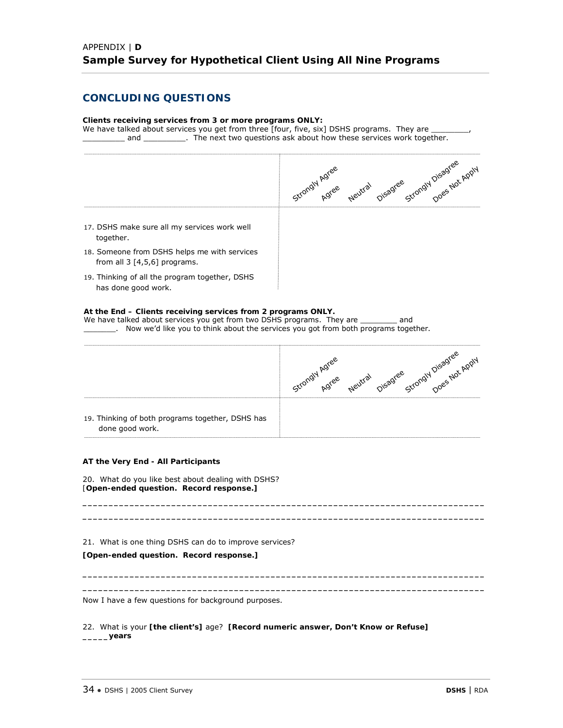## CONCLUDING QUESTIONS

**Clients receiving services from 3 or more programs ONLY:**
We have talked about services you get from three [four, five, six] DSHS programs. They are _________, _________ and _________. The next two questions ask about how these services work together.

| | Strongly Agree | Agree | Neutral | Disagree | Strongly Disagree | Does Not Apply |
|---|---|---|---|---|---|---|
| 17. DSHS make sure all my services work well together. | | | | | | |
| 18. Someone from DSHS helps me with services from all 3 [4,5,6] programs. | | | | | | |
| 19. Thinking of all the program together, DSHS has done good work. | | | | | | |

**At the End – Clients receiving services from 2 programs ONLY.**
We have talked about services you get from two DSHS programs. They are ________ and _______. Now we'd like you to think about the services you got from both programs together.

| | Strongly Agree | Agree | Neutral | Disagree | Strongly Disagree | Does Not Apply |
|---|---|---|---|---|---|---|
| 19. Thinking of both programs together, DSHS has done good work. | | | | | | |

**AT the Very End - All Participants**

20. What do you like best about dealing with DSHS?
[**Open-ended question. Record response.]**

______________________________________________________________________________

______________________________________________________________________________

21. What is one thing DSHS can do to improve services?

**[Open-ended question. Record response.]**

______________________________________________________________________________

______________________________________________________________________________

Now I have a few questions for background purposes.

22. What is your **[the client's]** age? **[Record numeric answer, Don't Know or Refuse]**
_____**years**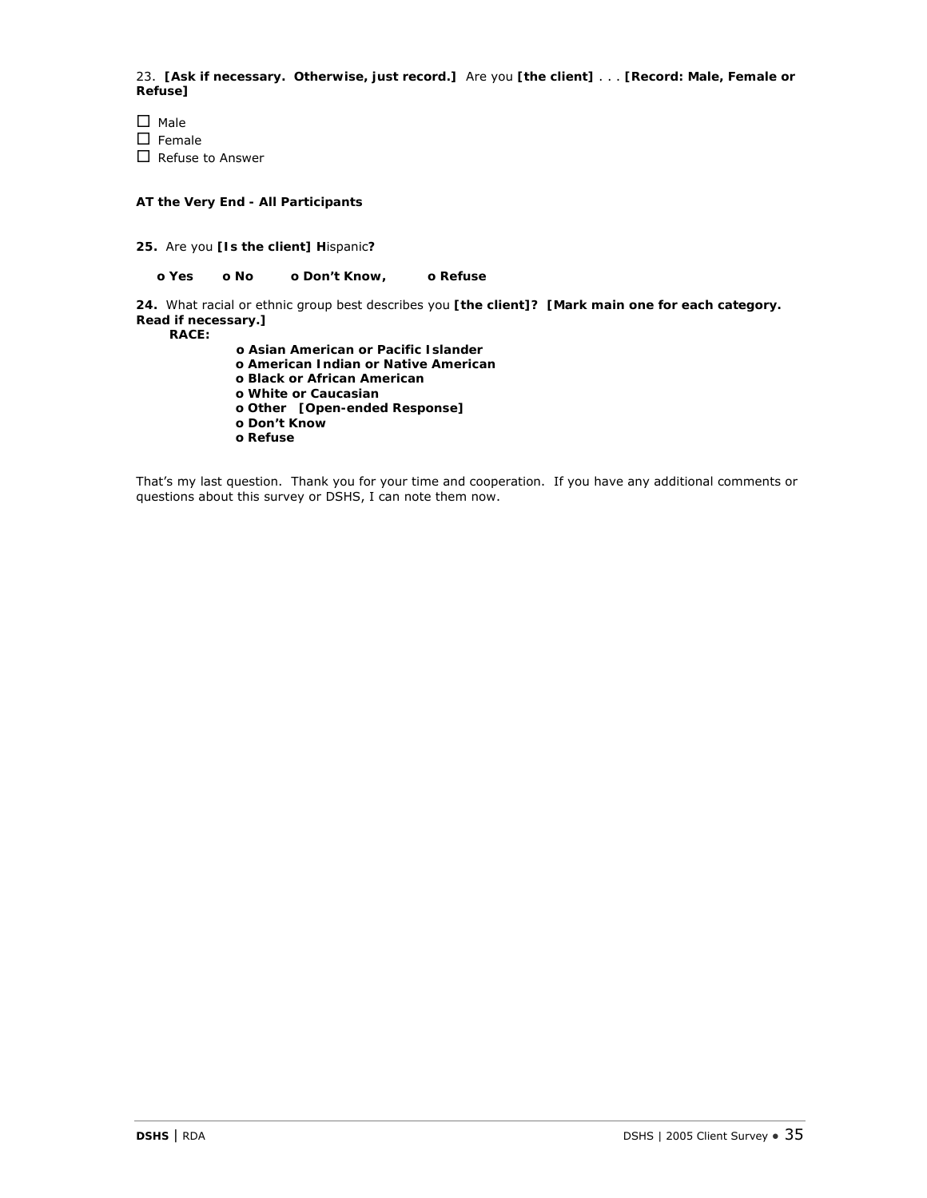23. **[Ask if necessary. Otherwise, just record.]** Are you **[the client]** . . . **[Record: Male, Female or Refuse]**

☐ Male
☐ Female
☐ Refuse to Answer

**AT the Very End - All Participants**

**25.** Are you **[Is the client] H**ispanic**?**

**o Yes  o No  o Don't Know,  o Refuse**

**24.** What racial or ethnic group best describes you **[the client]? [Mark main one for each category. Read if necessary.]**

**RACE:**

- **o Asian American or Pacific Islander**
- **o American Indian or Native American**
- **o Black or African American**
- **o White or Caucasian**
- **o Other [Open-ended Response]**
- **o Don't Know**
- **o Refuse**

That's my last question. Thank you for your time and cooperation. If you have any additional comments or questions about this survey or DSHS, I can note them now.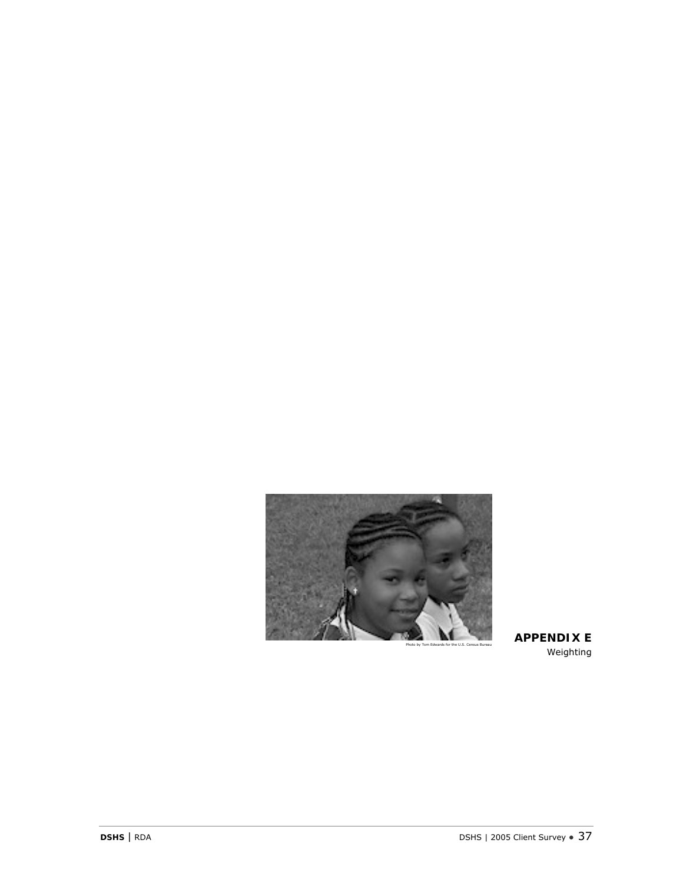Photo by Tom Edwards for the U.S. Census Bureau

# APPENDIX E

Weighting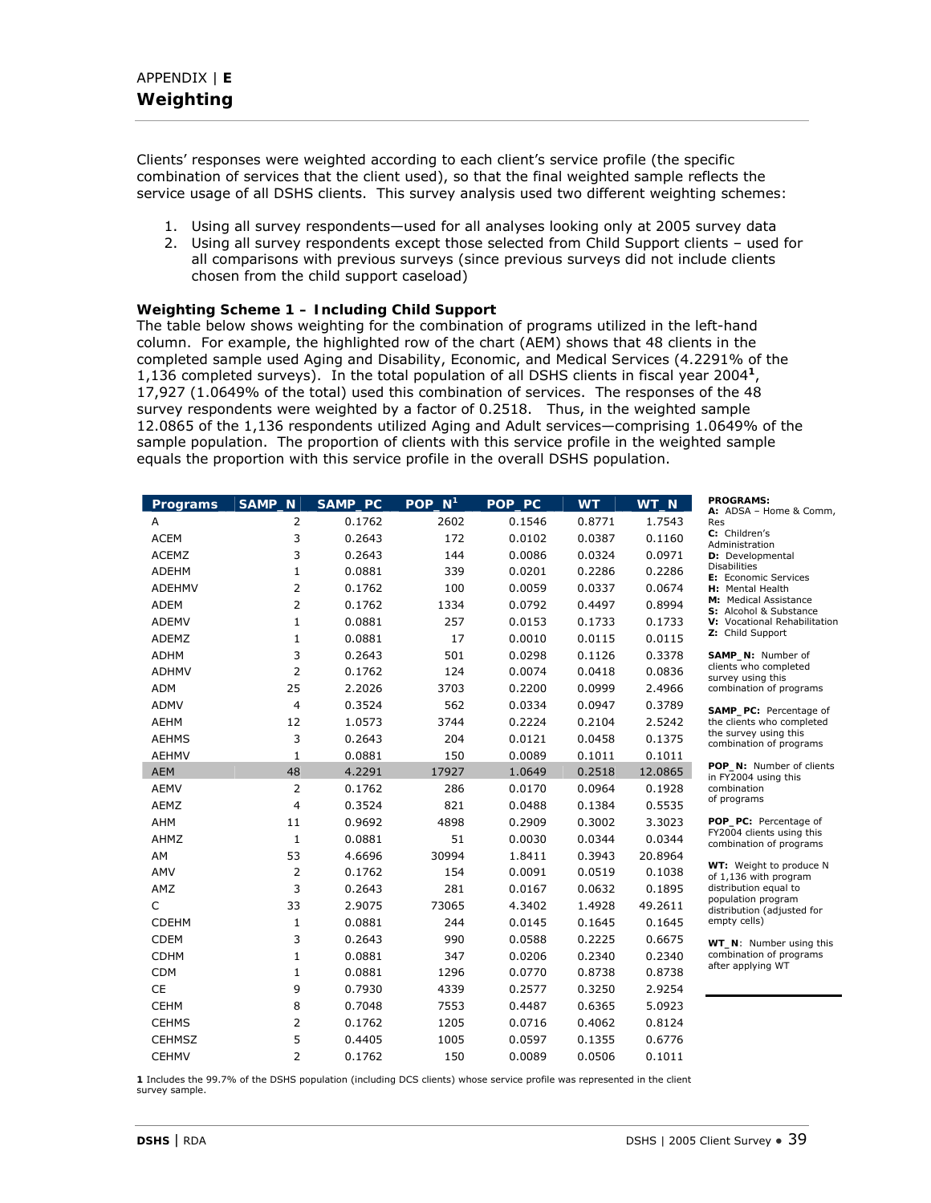# APPENDIX | E
## Weighting

Clients' responses were weighted according to each client's service profile (the specific combination of services that the client used), so that the final weighted sample reflects the service usage of all DSHS clients. This survey analysis used two different weighting schemes:

1. Using all survey respondents—used for all analyses looking only at 2005 survey data
2. Using all survey respondents except those selected from Child Support clients – used for all comparisons with previous surveys (since previous surveys did not include clients chosen from the child support caseload)

### Weighting Scheme 1 – Including Child Support

The table below shows weighting for the combination of programs utilized in the left-hand column. For example, the highlighted row of the chart (AEM) shows that 48 clients in the completed sample used Aging and Disability, Economic, and Medical Services (4.2291% of the 1,136 completed surveys). In the total population of all DSHS clients in fiscal year 2004[1], 17,927 (1.0649% of the total) used this combination of services. The responses of the 48 survey respondents were weighted by a factor of 0.2518. Thus, in the weighted sample 12.0865 of the 1,136 respondents utilized Aging and Adult services—comprising 1.0649% of the sample population. The proportion of clients with this service profile in the weighted sample equals the proportion with this service profile in the overall DSHS population.

| Programs | SAMP_N | SAMP_PC | POP_N[1] | POP_PC | WT | WT_N |
|---|---|---|---|---|---|---|
| A | 2 | 0.1762 | 2602 | 0.1546 | 0.8771 | 1.7543 |
| ACEM | 3 | 0.2643 | 172 | 0.0102 | 0.0387 | 0.1160 |
| ACEMZ | 3 | 0.2643 | 144 | 0.0086 | 0.0324 | 0.0971 |
| ADEHM | 1 | 0.0881 | 339 | 0.0201 | 0.2286 | 0.2286 |
| ADEHMV | 2 | 0.1762 | 100 | 0.0059 | 0.0337 | 0.0674 |
| ADEM | 2 | 0.1762 | 1334 | 0.0792 | 0.4497 | 0.8994 |
| ADEMV | 1 | 0.0881 | 257 | 0.0153 | 0.1733 | 0.1733 |
| ADEMZ | 1 | 0.0881 | 17 | 0.0010 | 0.0115 | 0.0115 |
| ADHM | 3 | 0.2643 | 501 | 0.0298 | 0.1126 | 0.3378 |
| ADHMV | 2 | 0.1762 | 124 | 0.0074 | 0.0418 | 0.0836 |
| ADM | 25 | 2.2026 | 3703 | 0.2200 | 0.0999 | 2.4966 |
| ADMV | 4 | 0.3524 | 562 | 0.0334 | 0.0947 | 0.3789 |
| AEHM | 12 | 1.0573 | 3744 | 0.2224 | 0.2104 | 2.5242 |
| AEHMS | 3 | 0.2643 | 204 | 0.0121 | 0.0458 | 0.1375 |
| AEHMV | 1 | 0.0881 | 150 | 0.0089 | 0.1011 | 0.1011 |
| AEM | 48 | 4.2291 | 17927 | 1.0649 | 0.2518 | 12.0865 |
| AEMV | 2 | 0.1762 | 286 | 0.0170 | 0.0964 | 0.1928 |
| AEMZ | 4 | 0.3524 | 821 | 0.0488 | 0.1384 | 0.5535 |
| AHM | 11 | 0.9692 | 4898 | 0.2909 | 0.3002 | 3.3023 |
| AHMZ | 1 | 0.0881 | 51 | 0.0030 | 0.0344 | 0.0344 |
| AM | 53 | 4.6696 | 30994 | 1.8411 | 0.3943 | 20.8964 |
| AMV | 2 | 0.1762 | 154 | 0.0091 | 0.0519 | 0.1038 |
| AMZ | 3 | 0.2643 | 281 | 0.0167 | 0.0632 | 0.1895 |
| C | 33 | 2.9075 | 73065 | 4.3402 | 1.4928 | 49.2611 |
| CDEHM | 1 | 0.0881 | 244 | 0.0145 | 0.1645 | 0.1645 |
| CDEM | 3 | 0.2643 | 990 | 0.0588 | 0.2225 | 0.6675 |
| CDHM | 1 | 0.0881 | 347 | 0.0206 | 0.2340 | 0.2340 |
| CDM | 1 | 0.0881 | 1296 | 0.0770 | 0.8738 | 0.8738 |
| CE | 9 | 0.7930 | 4339 | 0.2577 | 0.3250 | 2.9254 |
| CEHM | 8 | 0.7048 | 7553 | 0.4487 | 0.6365 | 5.0923 |
| CEHMS | 2 | 0.1762 | 1205 | 0.0716 | 0.4062 | 0.8124 |
| CEHMSZ | 5 | 0.4405 | 1005 | 0.0597 | 0.1355 | 0.6776 |
| CEHMV | 2 | 0.1762 | 150 | 0.0089 | 0.0506 | 0.1011 |

**PROGRAMS:**
**A:** ADSA – Home & Comm, Res
**C:** Children's Administration
**D:** Developmental Disabilities
**E:** Economic Services
**H:** Mental Health
**M:** Medical Assistance
**S:** Alcohol & Substance
**V:** Vocational Rehabilitation
**Z:** Child Support

**SAMP_N:** Number of clients who completed survey using this combination of programs

**SAMP_PC:** Percentage of the clients who completed the survey using this combination of programs

**POP_N:** Number of clients in FY2004 using this combination of programs

**POP_PC:** Percentage of FY2004 clients using this combination of programs

**WT:** Weight to produce N of 1,136 with program distribution equal to population program distribution (adjusted for empty cells)

**WT_N:** Number using this combination of programs after applying WT

**1** Includes the 99.7% of the DSHS population (including DCS clients) whose service profile was represented in the client survey sample.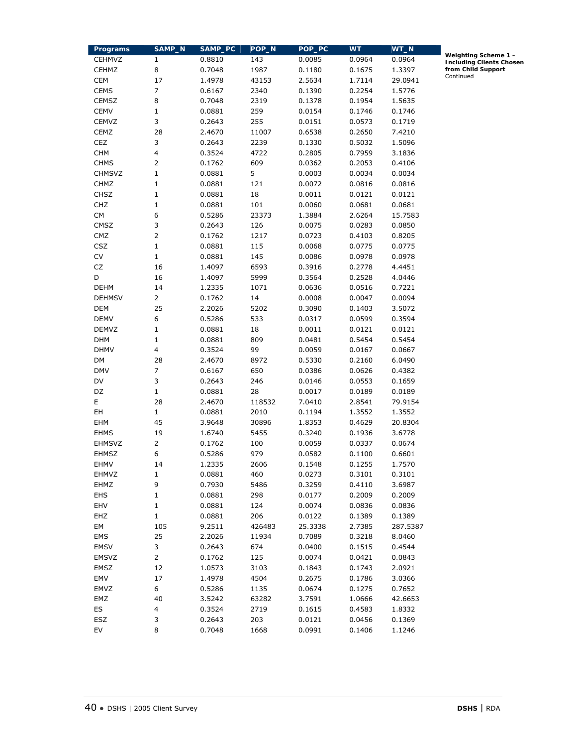**Weighting Scheme 1 – Including Clients Chosen from Child Support**
Continued

| Programs | SAMP_N | SAMP_PC | POP_N | POP_PC | WT | WT_N |
|---|---|---|---|---|---|---|
| CEHMVZ | 1 | 0.8810 | 143 | 0.0085 | 0.0964 | 0.0964 |
| CEHMZ | 8 | 0.7048 | 1987 | 0.1180 | 0.1675 | 1.3397 |
| CEM | 17 | 1.4978 | 43153 | 2.5634 | 1.7114 | 29.0941 |
| CEMS | 7 | 0.6167 | 2340 | 0.1390 | 0.2254 | 1.5776 |
| CEMSZ | 8 | 0.7048 | 2319 | 0.1378 | 0.1954 | 1.5635 |
| CEMV | 1 | 0.0881 | 259 | 0.0154 | 0.1746 | 0.1746 |
| CEMVZ | 3 | 0.2643 | 255 | 0.0151 | 0.0573 | 0.1719 |
| CEMZ | 28 | 2.4670 | 11007 | 0.6538 | 0.2650 | 7.4210 |
| CEZ | 3 | 0.2643 | 2239 | 0.1330 | 0.5032 | 1.5096 |
| CHM | 4 | 0.3524 | 4722 | 0.2805 | 0.7959 | 3.1836 |
| CHMS | 2 | 0.1762 | 609 | 0.0362 | 0.2053 | 0.4106 |
| CHMSVZ | 1 | 0.0881 | 5 | 0.0003 | 0.0034 | 0.0034 |
| CHMZ | 1 | 0.0881 | 121 | 0.0072 | 0.0816 | 0.0816 |
| CHSZ | 1 | 0.0881 | 18 | 0.0011 | 0.0121 | 0.0121 |
| CHZ | 1 | 0.0881 | 101 | 0.0060 | 0.0681 | 0.0681 |
| CM | 6 | 0.5286 | 23373 | 1.3884 | 2.6264 | 15.7583 |
| CMSZ | 3 | 0.2643 | 126 | 0.0075 | 0.0283 | 0.0850 |
| CMZ | 2 | 0.1762 | 1217 | 0.0723 | 0.4103 | 0.8205 |
| CSZ | 1 | 0.0881 | 115 | 0.0068 | 0.0775 | 0.0775 |
| CV | 1 | 0.0881 | 145 | 0.0086 | 0.0978 | 0.0978 |
| CZ | 16 | 1.4097 | 6593 | 0.3916 | 0.2778 | 4.4451 |
| D | 16 | 1.4097 | 5999 | 0.3564 | 0.2528 | 4.0446 |
| DEHM | 14 | 1.2335 | 1071 | 0.0636 | 0.0516 | 0.7221 |
| DEHMSV | 2 | 0.1762 | 14 | 0.0008 | 0.0047 | 0.0094 |
| DEM | 25 | 2.2026 | 5202 | 0.3090 | 0.1403 | 3.5072 |
| DEMV | 6 | 0.5286 | 533 | 0.0317 | 0.0599 | 0.3594 |
| DEMVZ | 1 | 0.0881 | 18 | 0.0011 | 0.0121 | 0.0121 |
| DHM | 1 | 0.0881 | 809 | 0.0481 | 0.5454 | 0.5454 |
| DHMV | 4 | 0.3524 | 99 | 0.0059 | 0.0167 | 0.0667 |
| DM | 28 | 2.4670 | 8972 | 0.5330 | 0.2160 | 6.0490 |
| DMV | 7 | 0.6167 | 650 | 0.0386 | 0.0626 | 0.4382 |
| DV | 3 | 0.2643 | 246 | 0.0146 | 0.0553 | 0.1659 |
| DZ | 1 | 0.0881 | 28 | 0.0017 | 0.0189 | 0.0189 |
| E | 28 | 2.4670 | 118532 | 7.0410 | 2.8541 | 79.9154 |
| EH | 1 | 0.0881 | 2010 | 0.1194 | 1.3552 | 1.3552 |
| EHM | 45 | 3.9648 | 30896 | 1.8353 | 0.4629 | 20.8304 |
| EHMS | 19 | 1.6740 | 5455 | 0.3240 | 0.1936 | 3.6778 |
| EHMSVZ | 2 | 0.1762 | 100 | 0.0059 | 0.0337 | 0.0674 |
| EHMSZ | 6 | 0.5286 | 979 | 0.0582 | 0.1100 | 0.6601 |
| EHMV | 14 | 1.2335 | 2606 | 0.1548 | 0.1255 | 1.7570 |
| EHMVZ | 1 | 0.0881 | 460 | 0.0273 | 0.3101 | 0.3101 |
| EHMZ | 9 | 0.7930 | 5486 | 0.3259 | 0.4110 | 3.6987 |
| EHS | 1 | 0.0881 | 298 | 0.0177 | 0.2009 | 0.2009 |
| EHV | 1 | 0.0881 | 124 | 0.0074 | 0.0836 | 0.0836 |
| EHZ | 1 | 0.0881 | 206 | 0.0122 | 0.1389 | 0.1389 |
| EM | 105 | 9.2511 | 426483 | 25.3338 | 2.7385 | 287.5387 |
| EMS | 25 | 2.2026 | 11934 | 0.7089 | 0.3218 | 8.0460 |
| EMSV | 3 | 0.2643 | 674 | 0.0400 | 0.1515 | 0.4544 |
| EMSVZ | 2 | 0.1762 | 125 | 0.0074 | 0.0421 | 0.0843 |
| EMSZ | 12 | 1.0573 | 3103 | 0.1843 | 0.1743 | 2.0921 |
| EMV | 17 | 1.4978 | 4504 | 0.2675 | 0.1786 | 3.0366 |
| EMVZ | 6 | 0.5286 | 1135 | 0.0674 | 0.1275 | 0.7652 |
| EMZ | 40 | 3.5242 | 63282 | 3.7591 | 1.0666 | 42.6653 |
| ES | 4 | 0.3524 | 2719 | 0.1615 | 0.4583 | 1.8332 |
| ESZ | 3 | 0.2643 | 203 | 0.0121 | 0.0456 | 0.1369 |
| EV | 8 | 0.7048 | 1668 | 0.0991 | 0.1406 | 1.1246 |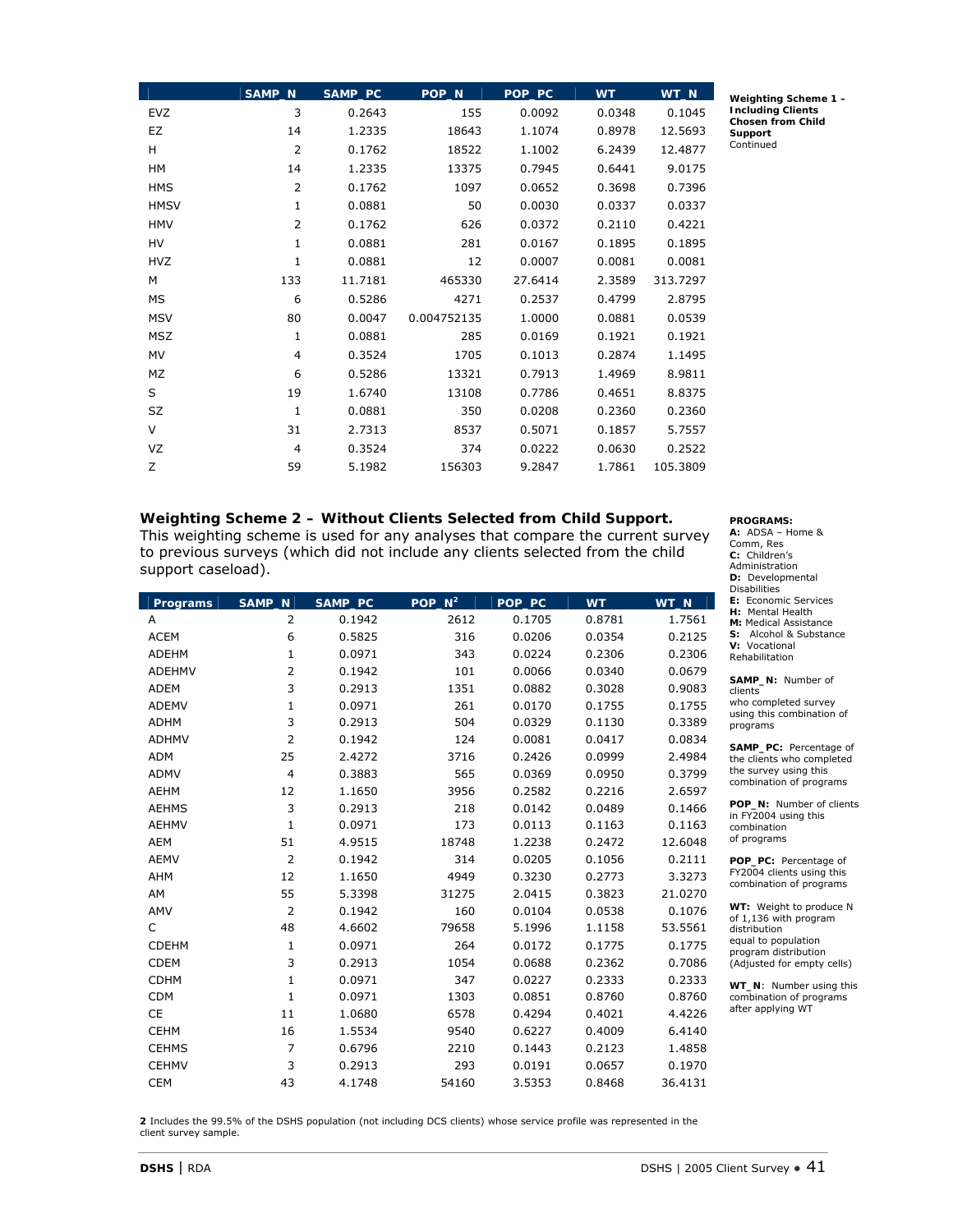| | SAMP_N | SAMP_PC | POP_N | POP_PC | WT | WT_N |
|---|---|---|---|---|---|---|
| EVZ | 3 | 0.2643 | 155 | 0.0092 | 0.0348 | 0.1045 |
| EZ | 14 | 1.2335 | 18643 | 1.1074 | 0.8978 | 12.5693 |
| H | 2 | 0.1762 | 18522 | 1.1002 | 6.2439 | 12.4877 |
| HM | 14 | 1.2335 | 13375 | 0.7945 | 0.6441 | 9.0175 |
| HMS | 2 | 0.1762 | 1097 | 0.0652 | 0.3698 | 0.7396 |
| HMSV | 1 | 0.0881 | 50 | 0.0030 | 0.0337 | 0.0337 |
| HMV | 2 | 0.1762 | 626 | 0.0372 | 0.2110 | 0.4221 |
| HV | 1 | 0.0881 | 281 | 0.0167 | 0.1895 | 0.1895 |
| HVZ | 1 | 0.0881 | 12 | 0.0007 | 0.0081 | 0.0081 |
| M | 133 | 11.7181 | 465330 | 27.6414 | 2.3589 | 313.7297 |
| MS | 6 | 0.5286 | 4271 | 0.2537 | 0.4799 | 2.8795 |
| MSV | 80 | 0.0047 | 0.004752135 | 1.0000 | 0.0881 | 0.0539 |
| MSZ | 1 | 0.0881 | 285 | 0.0169 | 0.1921 | 0.1921 |
| MV | 4 | 0.3524 | 1705 | 0.1013 | 0.2874 | 1.1495 |
| MZ | 6 | 0.5286 | 13321 | 0.7913 | 1.4969 | 8.9811 |
| S | 19 | 1.6740 | 13108 | 0.7786 | 0.4651 | 8.8375 |
| SZ | 1 | 0.0881 | 350 | 0.0208 | 0.2360 | 0.2360 |
| V | 31 | 2.7313 | 8537 | 0.5071 | 0.1857 | 5.7557 |
| VZ | 4 | 0.3524 | 374 | 0.0222 | 0.0630 | 0.2522 |
| Z | 59 | 5.1982 | 156303 | 9.2847 | 1.7861 | 105.3809 |

**Weighting Scheme 1 – Including Clients Chosen from Child Support**
Continued

**Weighting Scheme 2 – Without Clients Selected from Child Support.**
This weighting scheme is used for any analyses that compare the current survey to previous surveys (which did not include any clients selected from the child support caseload).

| Programs | SAMP_N | SAMP_PC | POP_N[2] | POP_PC | WT | WT_N |
|---|---|---|---|---|---|---|
| A | 2 | 0.1942 | 2612 | 0.1705 | 0.8781 | 1.7561 |
| ACEM | 6 | 0.5825 | 316 | 0.0206 | 0.0354 | 0.2125 |
| ADEHM | 1 | 0.0971 | 343 | 0.0224 | 0.2306 | 0.2306 |
| ADEHMV | 2 | 0.1942 | 101 | 0.0066 | 0.0340 | 0.0679 |
| ADEM | 3 | 0.2913 | 1351 | 0.0882 | 0.3028 | 0.9083 |
| ADEMV | 1 | 0.0971 | 261 | 0.0170 | 0.1755 | 0.1755 |
| ADHM | 3 | 0.2913 | 504 | 0.0329 | 0.1130 | 0.3389 |
| ADHMV | 2 | 0.1942 | 124 | 0.0081 | 0.0417 | 0.0834 |
| ADM | 25 | 2.4272 | 3716 | 0.2426 | 0.0999 | 2.4984 |
| ADMV | 4 | 0.3883 | 565 | 0.0369 | 0.0950 | 0.3799 |
| AEHM | 12 | 1.1650 | 3956 | 0.2582 | 0.2216 | 2.6597 |
| AEHMS | 3 | 0.2913 | 218 | 0.0142 | 0.0489 | 0.1466 |
| AEHMV | 1 | 0.0971 | 173 | 0.0113 | 0.1163 | 0.1163 |
| AEM | 51 | 4.9515 | 18748 | 1.2238 | 0.2472 | 12.6048 |
| AEMV | 2 | 0.1942 | 314 | 0.0205 | 0.1056 | 0.2111 |
| AHM | 12 | 1.1650 | 4949 | 0.3230 | 0.2773 | 3.3273 |
| AM | 55 | 5.3398 | 31275 | 2.0415 | 0.3823 | 21.0270 |
| AMV | 2 | 0.1942 | 160 | 0.0104 | 0.0538 | 0.1076 |
| C | 48 | 4.6602 | 79658 | 5.1996 | 1.1158 | 53.5561 |
| CDEHM | 1 | 0.0971 | 264 | 0.0172 | 0.1775 | 0.1775 |
| CDEM | 3 | 0.2913 | 1054 | 0.0688 | 0.2362 | 0.7086 |
| CDHM | 1 | 0.0971 | 347 | 0.0227 | 0.2333 | 0.2333 |
| CDM | 1 | 0.0971 | 1303 | 0.0851 | 0.8760 | 0.8760 |
| CE | 11 | 1.0680 | 6578 | 0.4294 | 0.4021 | 4.4226 |
| CEHM | 16 | 1.5534 | 9540 | 0.6227 | 0.4009 | 6.4140 |
| CEHMS | 7 | 0.6796 | 2210 | 0.1443 | 0.2123 | 1.4858 |
| CEHMV | 3 | 0.2913 | 293 | 0.0191 | 0.0657 | 0.1970 |
| CEM | 43 | 4.1748 | 54160 | 3.5353 | 0.8468 | 36.4131 |

**PROGRAMS:**
**A:** ADSA – Home & Comm, Res
**C:** Children's Administration
**D:** Developmental Disabilities
**E:** Economic Services
**H:** Mental Health
**M:** Medical Assistance
**S:** Alcohol & Substance
**V:** Vocational Rehabilitation

**SAMP_N:** Number of clients who completed survey using this combination of programs

**SAMP_PC:** Percentage of the clients who completed the survey using this combination of programs

**POP_N:** Number of clients in FY2004 using this combination of programs

**POP_PC:** Percentage of FY2004 clients using this combination of programs

**WT:** Weight to produce N of 1,136 with program distribution equal to population program distribution (Adjusted for empty cells)

**WT_N**: Number using this combination of programs after applying WT

**2** Includes the 99.5% of the DSHS population (not including DCS clients) whose service profile was represented in the client survey sample.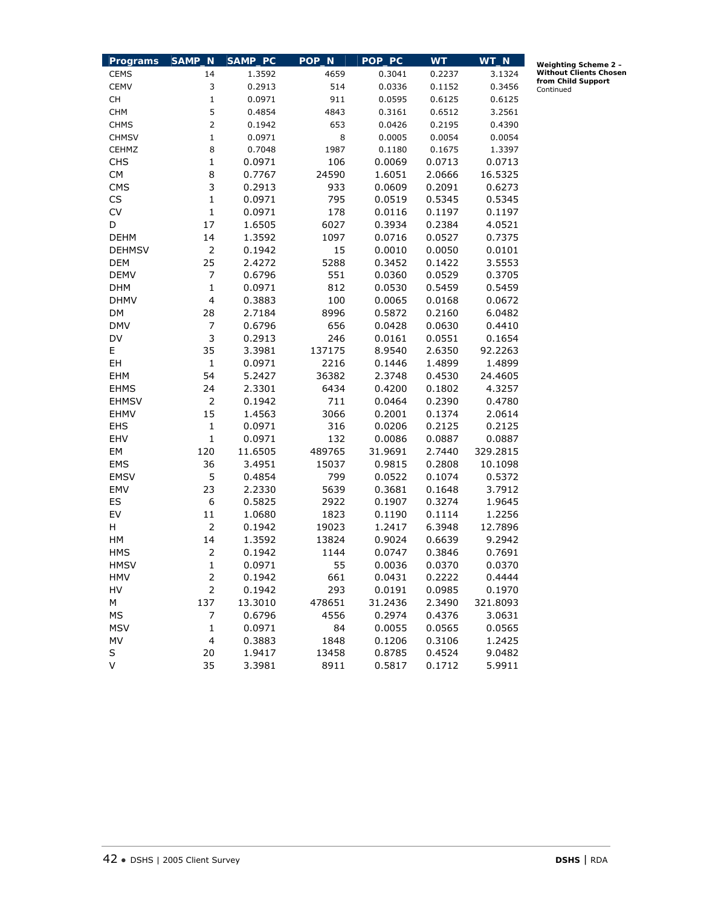**Weighting Scheme 2 – Without Clients Chosen from Child Support**
Continued

| Programs | SAMP_N | SAMP_PC | POP_N | POP_PC | WT | WT_N |
|---|---|---|---|---|---|---|
| CEMS | 14 | 1.3592 | 4659 | 0.3041 | 0.2237 | 3.1324 |
| CEMV | 3 | 0.2913 | 514 | 0.0336 | 0.1152 | 0.3456 |
| CH | 1 | 0.0971 | 911 | 0.0595 | 0.6125 | 0.6125 |
| CHM | 5 | 0.4854 | 4843 | 0.3161 | 0.6512 | 3.2561 |
| CHMS | 2 | 0.1942 | 653 | 0.0426 | 0.2195 | 0.4390 |
| CHMSV | 1 | 0.0971 | 8 | 0.0005 | 0.0054 | 0.0054 |
| CEHMZ | 8 | 0.7048 | 1987 | 0.1180 | 0.1675 | 1.3397 |
| CHS | 1 | 0.0971 | 106 | 0.0069 | 0.0713 | 0.0713 |
| CM | 8 | 0.7767 | 24590 | 1.6051 | 2.0666 | 16.5325 |
| CMS | 3 | 0.2913 | 933 | 0.0609 | 0.2091 | 0.6273 |
| CS | 1 | 0.0971 | 795 | 0.0519 | 0.5345 | 0.5345 |
| CV | 1 | 0.0971 | 178 | 0.0116 | 0.1197 | 0.1197 |
| D | 17 | 1.6505 | 6027 | 0.3934 | 0.2384 | 4.0521 |
| DEHM | 14 | 1.3592 | 1097 | 0.0716 | 0.0527 | 0.7375 |
| DEHMSV | 2 | 0.1942 | 15 | 0.0010 | 0.0050 | 0.0101 |
| DEM | 25 | 2.4272 | 5288 | 0.3452 | 0.1422 | 3.5553 |
| DEMV | 7 | 0.6796 | 551 | 0.0360 | 0.0529 | 0.3705 |
| DHM | 1 | 0.0971 | 812 | 0.0530 | 0.5459 | 0.5459 |
| DHMV | 4 | 0.3883 | 100 | 0.0065 | 0.0168 | 0.0672 |
| DM | 28 | 2.7184 | 8996 | 0.5872 | 0.2160 | 6.0482 |
| DMV | 7 | 0.6796 | 656 | 0.0428 | 0.0630 | 0.4410 |
| DV | 3 | 0.2913 | 246 | 0.0161 | 0.0551 | 0.1654 |
| E | 35 | 3.3981 | 137175 | 8.9540 | 2.6350 | 92.2263 |
| EH | 1 | 0.0971 | 2216 | 0.1446 | 1.4899 | 1.4899 |
| EHM | 54 | 5.2427 | 36382 | 2.3748 | 0.4530 | 24.4605 |
| EHMS | 24 | 2.3301 | 6434 | 0.4200 | 0.1802 | 4.3257 |
| EHMSV | 2 | 0.1942 | 711 | 0.0464 | 0.2390 | 0.4780 |
| EHMV | 15 | 1.4563 | 3066 | 0.2001 | 0.1374 | 2.0614 |
| EHS | 1 | 0.0971 | 316 | 0.0206 | 0.2125 | 0.2125 |
| EHV | 1 | 0.0971 | 132 | 0.0086 | 0.0887 | 0.0887 |
| EM | 120 | 11.6505 | 489765 | 31.9691 | 2.7440 | 329.2815 |
| EMS | 36 | 3.4951 | 15037 | 0.9815 | 0.2808 | 10.1098 |
| EMSV | 5 | 0.4854 | 799 | 0.0522 | 0.1074 | 0.5372 |
| EMV | 23 | 2.2330 | 5639 | 0.3681 | 0.1648 | 3.7912 |
| ES | 6 | 0.5825 | 2922 | 0.1907 | 0.3274 | 1.9645 |
| EV | 11 | 1.0680 | 1823 | 0.1190 | 0.1114 | 1.2256 |
| H | 2 | 0.1942 | 19023 | 1.2417 | 6.3948 | 12.7896 |
| HM | 14 | 1.3592 | 13824 | 0.9024 | 0.6639 | 9.2942 |
| HMS | 2 | 0.1942 | 1144 | 0.0747 | 0.3846 | 0.7691 |
| HMSV | 1 | 0.0971 | 55 | 0.0036 | 0.0370 | 0.0370 |
| HMV | 2 | 0.1942 | 661 | 0.0431 | 0.2222 | 0.4444 |
| HV | 2 | 0.1942 | 293 | 0.0191 | 0.0985 | 0.1970 |
| M | 137 | 13.3010 | 478651 | 31.2436 | 2.3490 | 321.8093 |
| MS | 7 | 0.6796 | 4556 | 0.2974 | 0.4376 | 3.0631 |
| MSV | 1 | 0.0971 | 84 | 0.0055 | 0.0565 | 0.0565 |
| MV | 4 | 0.3883 | 1848 | 0.1206 | 0.3106 | 1.2425 |
| S | 20 | 1.9417 | 13458 | 0.8785 | 0.4524 | 9.0482 |
| V | 35 | 3.3981 | 8911 | 0.5817 | 0.1712 | 5.9911 |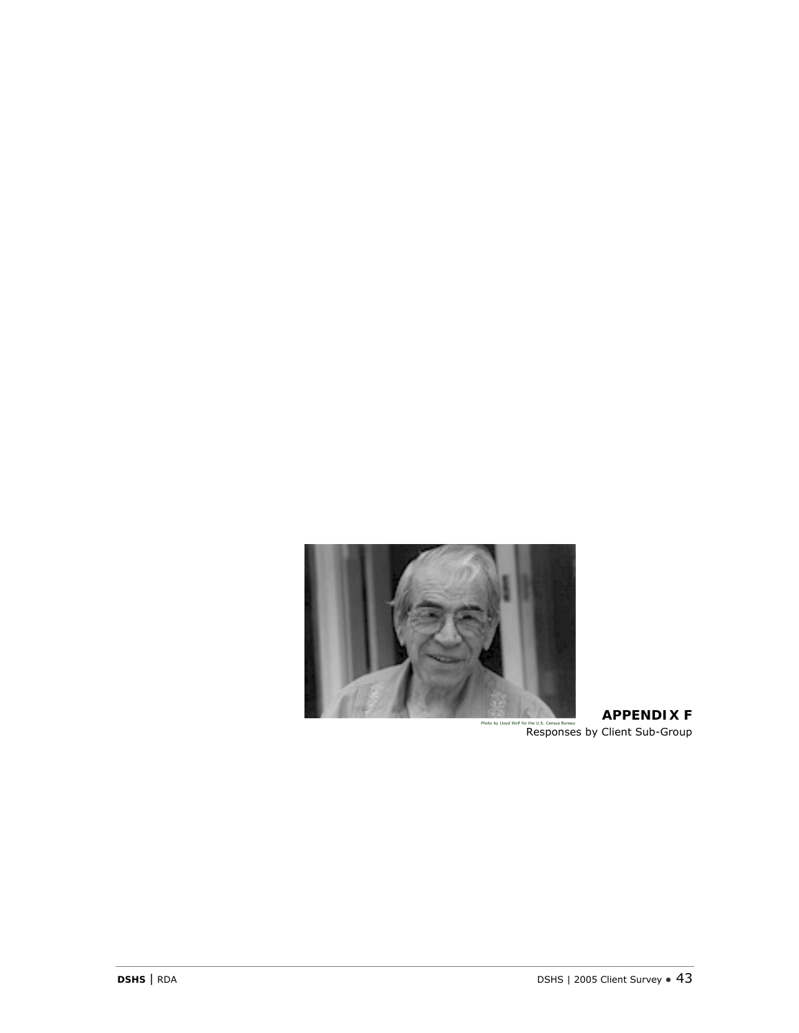Photo by Lloyd Wolf for the U.S. Census Bureau

**APPENDIX F**

Responses by Client Sub-Group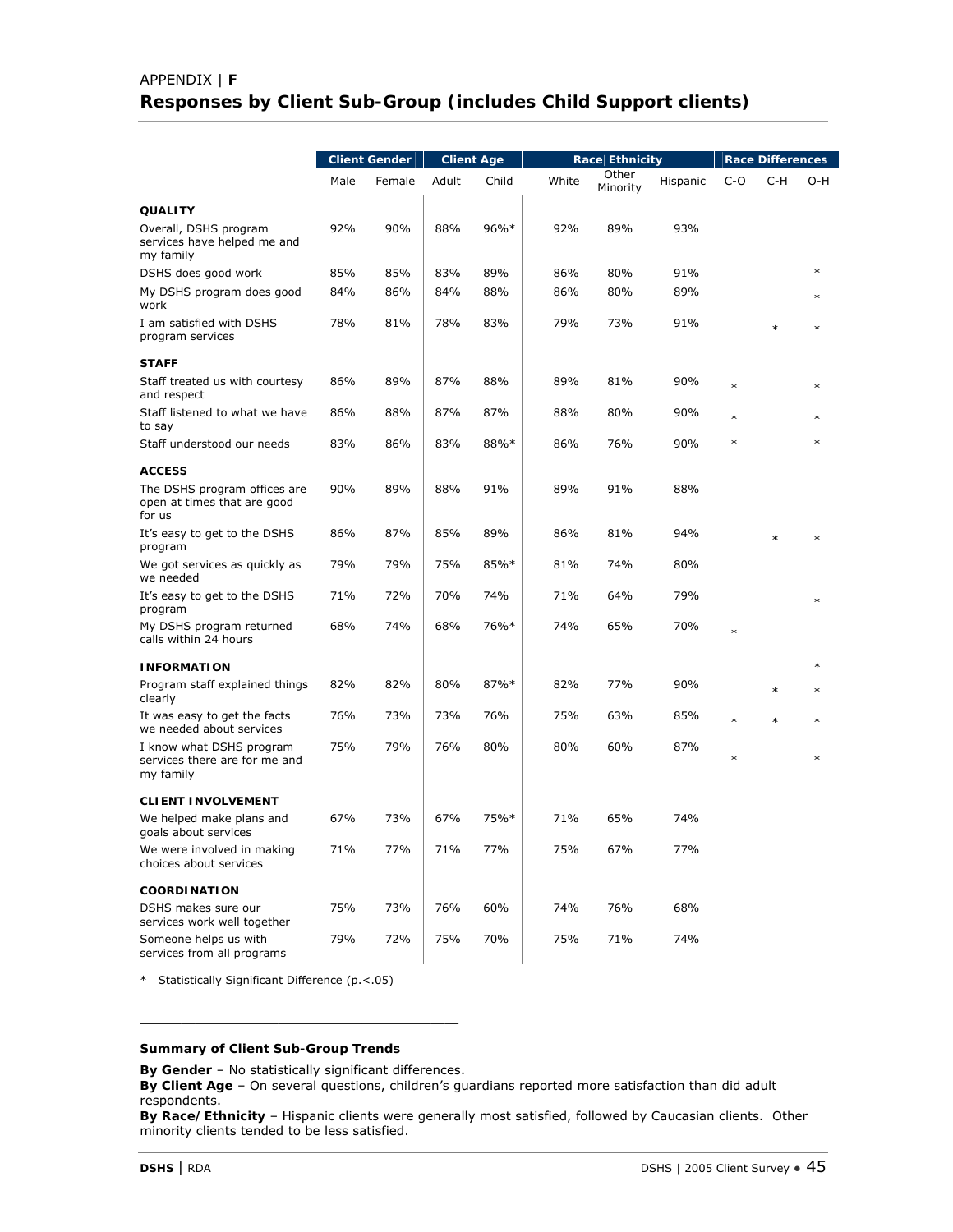APPENDIX | **F**

# Responses by Client Sub-Group (includes Child Support clients)

| | Client Gender | | Client Age | | Race/Ethnicity | | | Race Differences | | |
|---|---|---|---|---|---|---|---|---|---|---|
| | Male | Female | Adult | Child | White | Other Minority | Hispanic | C-O | C-H | O-H |
| **QUALITY** | | | | | | | | | | |
| Overall, DSHS program services have helped me and my family | 92% | 90% | 88% | 96%* | 92% | 89% | 93% | | | |
| DSHS does good work | 85% | 85% | 83% | 89% | 86% | 80% | 91% | | | * |
| My DSHS program does good work | 84% | 86% | 84% | 88% | 86% | 80% | 89% | | | * |
| I am satisfied with DSHS program services | 78% | 81% | 78% | 83% | 79% | 73% | 91% | | * | * |
| **STAFF** | | | | | | | | | | |
| Staff treated us with courtesy and respect | 86% | 89% | 87% | 88% | 89% | 81% | 90% | * | | * |
| Staff listened to what we have to say | 86% | 88% | 87% | 87% | 88% | 80% | 90% | * | | * |
| Staff understood our needs | 83% | 86% | 83% | 88%* | 86% | 76% | 90% | * | | * |
| **ACCESS** | | | | | | | | | | |
| The DSHS program offices are open at times that are good for us | 90% | 89% | 88% | 91% | 89% | 91% | 88% | | | |
| It's easy to get to the DSHS program | 86% | 87% | 85% | 89% | 86% | 81% | 94% | | * | * |
| We got services as quickly as we needed | 79% | 79% | 75% | 85%* | 81% | 74% | 80% | | | |
| It's easy to get to the DSHS program | 71% | 72% | 70% | 74% | 71% | 64% | 79% | | | * |
| My DSHS program returned calls within 24 hours | 68% | 74% | 68% | 76%* | 74% | 65% | 70% | * | | |
| **INFORMATION** | | | | | | | | | | * |
| Program staff explained things clearly | 82% | 82% | 80% | 87%* | 82% | 77% | 90% | | * | * |
| It was easy to get the facts we needed about services | 76% | 73% | 73% | 76% | 75% | 63% | 85% | * | * | * |
| I know what DSHS program services there are for me and my family | 75% | 79% | 76% | 80% | 80% | 60% | 87% | * | | * |
| **CLIENT INVOLVEMENT** | | | | | | | | | | |
| We helped make plans and goals about services | 67% | 73% | 67% | 75%* | 71% | 65% | 74% | | | |
| We were involved in making choices about services | 71% | 77% | 71% | 77% | 75% | 67% | 77% | | | |
| **COORDINATION** | | | | | | | | | | |
| DSHS makes sure our services work well together | 75% | 73% | 76% | 60% | 74% | 76% | 68% | | | |
| Someone helps us with services from all programs | 79% | 72% | 75% | 70% | 75% | 71% | 74% | | | |

\* Statistically Significant Difference (p.<.05)

---

**Summary of Client Sub-Group Trends**

**By Gender** – No statistically significant differences.

**By Client Age** – On several questions, children's guardians reported more satisfaction than did adult respondents.

**By Race/Ethnicity** – Hispanic clients were generally most satisfied, followed by Caucasian clients. Other minority clients tended to be less satisfied.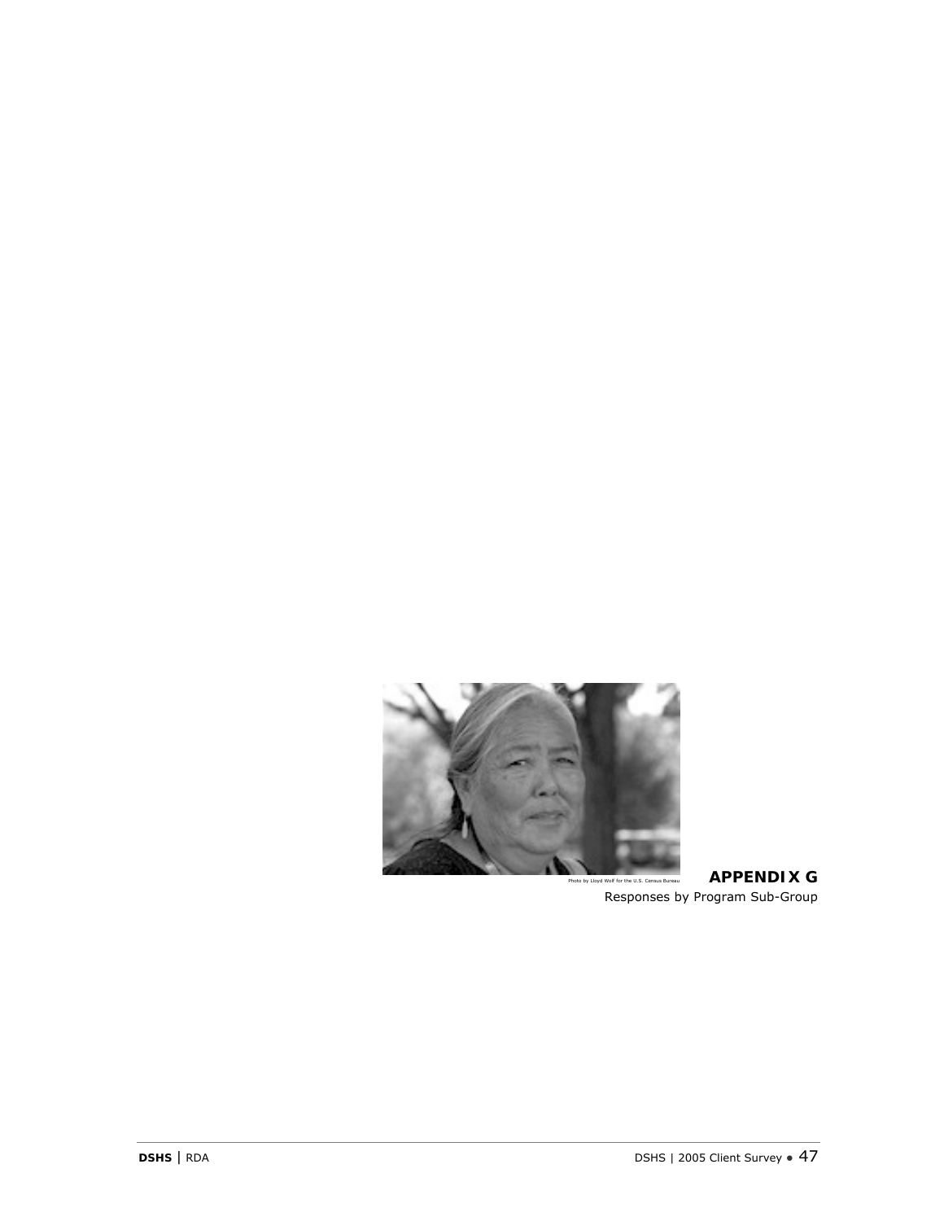Photo by Lloyd Wolf for the U.S. Census Bureau

# APPENDIX G

Responses by Program Sub-Group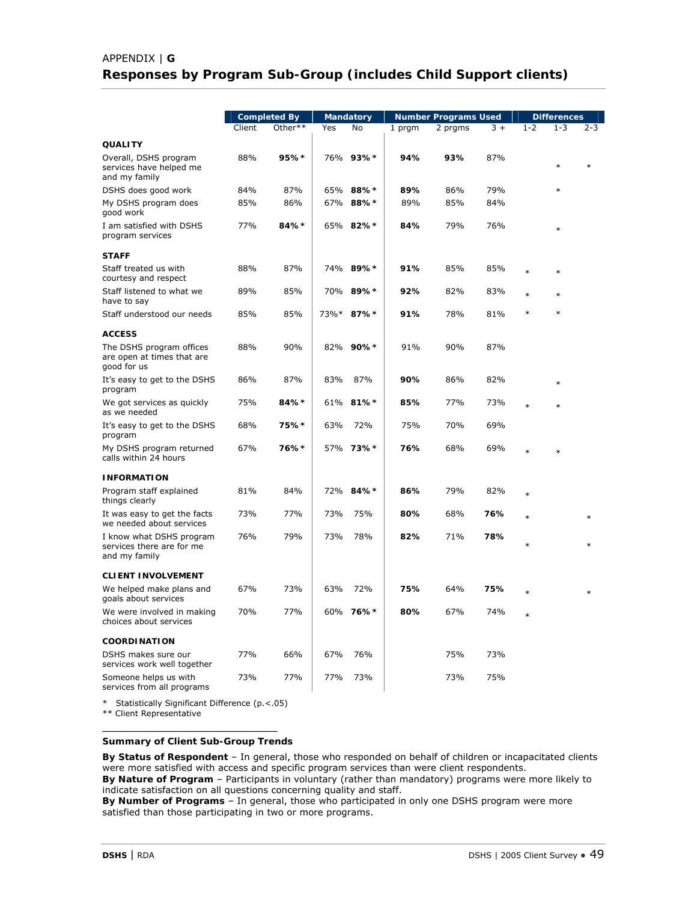APPENDIX | **G**

# Responses by Program Sub-Group (includes Child Support clients)

| | Completed By | | Mandatory | | Number Programs Used | | | Differences | | |
|---|---|---|---|---|---|---|---|---|---|---|
| | Client | Other** | Yes | No | 1 prgm | 2 prgms | 3 + | 1-2 | 1-3 | 2-3 |
| **QUALITY** | | | | | | | | | | |
| Overall, DSHS program services have helped me and my family | 88% | **95%*** | 76% | **93%*** | **94%** | **93%** | 87% | | * | * |
| DSHS does good work | 84% | 87% | 65% | **88%*** | **89%** | 86% | 79% | | * | |
| My DSHS program does good work | 85% | 86% | 67% | **88%*** | 89% | 85% | 84% | | | |
| I am satisfied with DSHS program services | 77% | **84%*** | 65% | **82%*** | **84%** | 79% | 76% | | * | |
| **STAFF** | | | | | | | | | | |
| Staff treated us with courtesy and respect | 88% | 87% | 74% | **89%*** | **91%** | 85% | 85% | * | * | |
| Staff listened to what we have to say | 89% | 85% | 70% | **89%*** | **92%** | 82% | 83% | * | * | |
| Staff understood our needs | 85% | 85% | 73%* | **87%*** | **91%** | 78% | 81% | * | * | |
| **ACCESS** | | | | | | | | | | |
| The DSHS program offices are open at times that are good for us | 88% | 90% | 82% | **90%*** | 91% | 90% | 87% | | | |
| It's easy to get to the DSHS program | 86% | 87% | 83% | 87% | **90%** | 86% | 82% | | * | |
| We got services as quickly as we needed | 75% | **84%*** | 61% | **81%*** | **85%** | 77% | 73% | * | * | |
| It's easy to get to the DSHS program | 68% | **75%*** | 63% | 72% | 75% | 70% | 69% | | | |
| My DSHS program returned calls within 24 hours | 67% | **76%*** | 57% | **73%*** | **76%** | 68% | 69% | * | * | |
| **INFORMATION** | | | | | | | | | | |
| Program staff explained things clearly | 81% | 84% | 72% | **84%*** | **86%** | 79% | 82% | * | | |
| It was easy to get the facts we needed about services | 73% | 77% | 73% | 75% | **80%** | 68% | **76%** | * | | * |
| I know what DSHS program services there are for me and my family | 76% | 79% | 73% | 78% | **82%** | 71% | **78%** | * | | * |
| **CLIENT INVOLVEMENT** | | | | | | | | | | |
| We helped make plans and goals about services | 67% | 73% | 63% | 72% | **75%** | 64% | **75%** | * | | * |
| We were involved in making choices about services | 70% | 77% | 60% | **76%*** | **80%** | 67% | 74% | * | | |
| **COORDINATION** | | | | | | | | | | |
| DSHS makes sure our services work well together | 77% | 66% | 67% | 76% | | 75% | 73% | | | |
| Someone helps us with services from all programs | 73% | 77% | 77% | 73% | | 73% | 75% | | | |

\* Statistically Significant Difference (p.<.05)

** Client Representative

**Summary of Client Sub-Group Trends**

**By Status of Respondent** – In general, those who responded on behalf of children or incapacitated clients were more satisfied with access and specific program services than were client respondents.

**By Nature of Program** – Participants in voluntary (rather than mandatory) programs were more likely to indicate satisfaction on all questions concerning quality and staff.

**By Number of Programs** – In general, those who participated in only one DSHS program were more satisfied than those participating in two or more programs.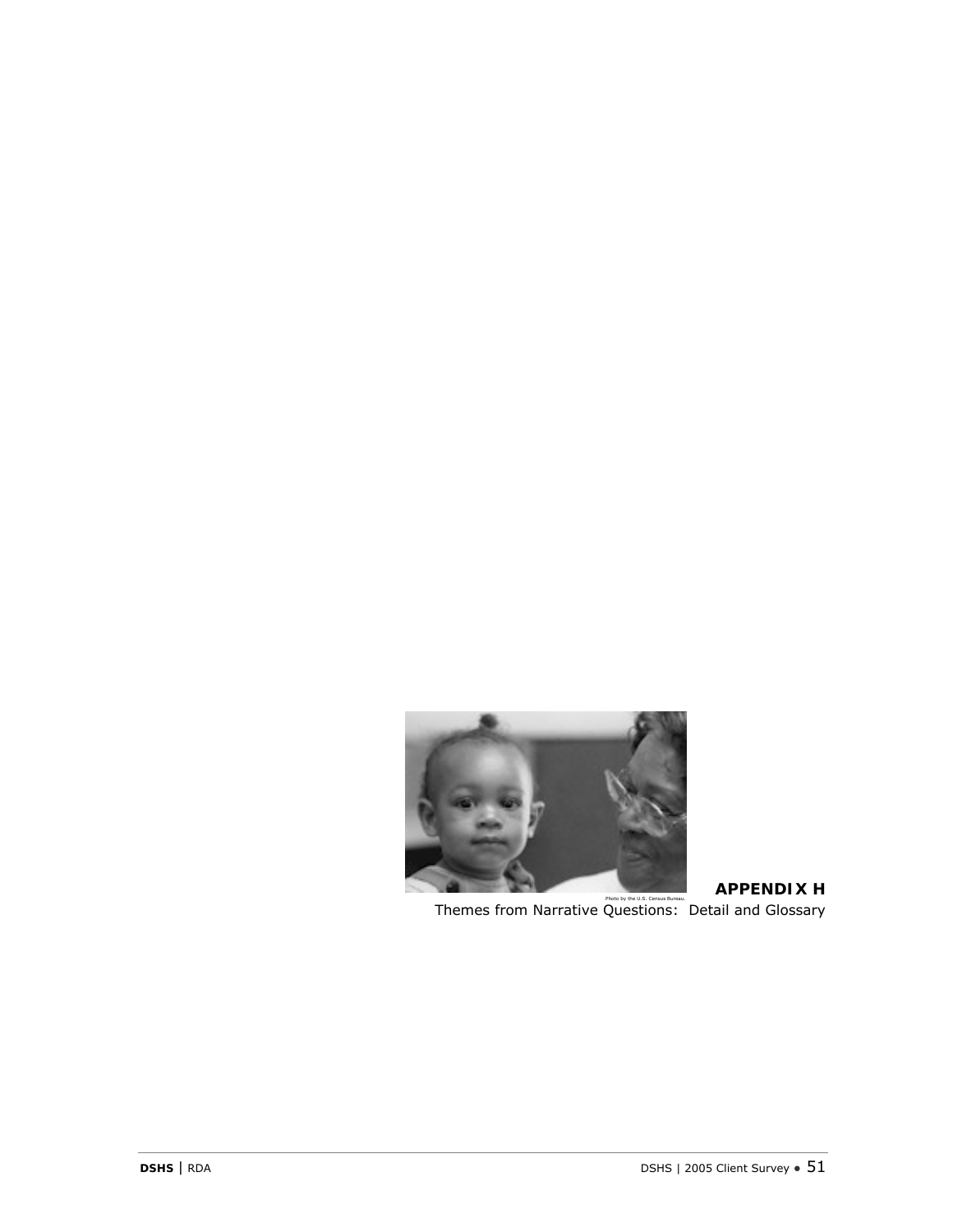Photo by the U.S. Census Bureau.

## APPENDIX H

Themes from Narrative Questions: Detail and Glossary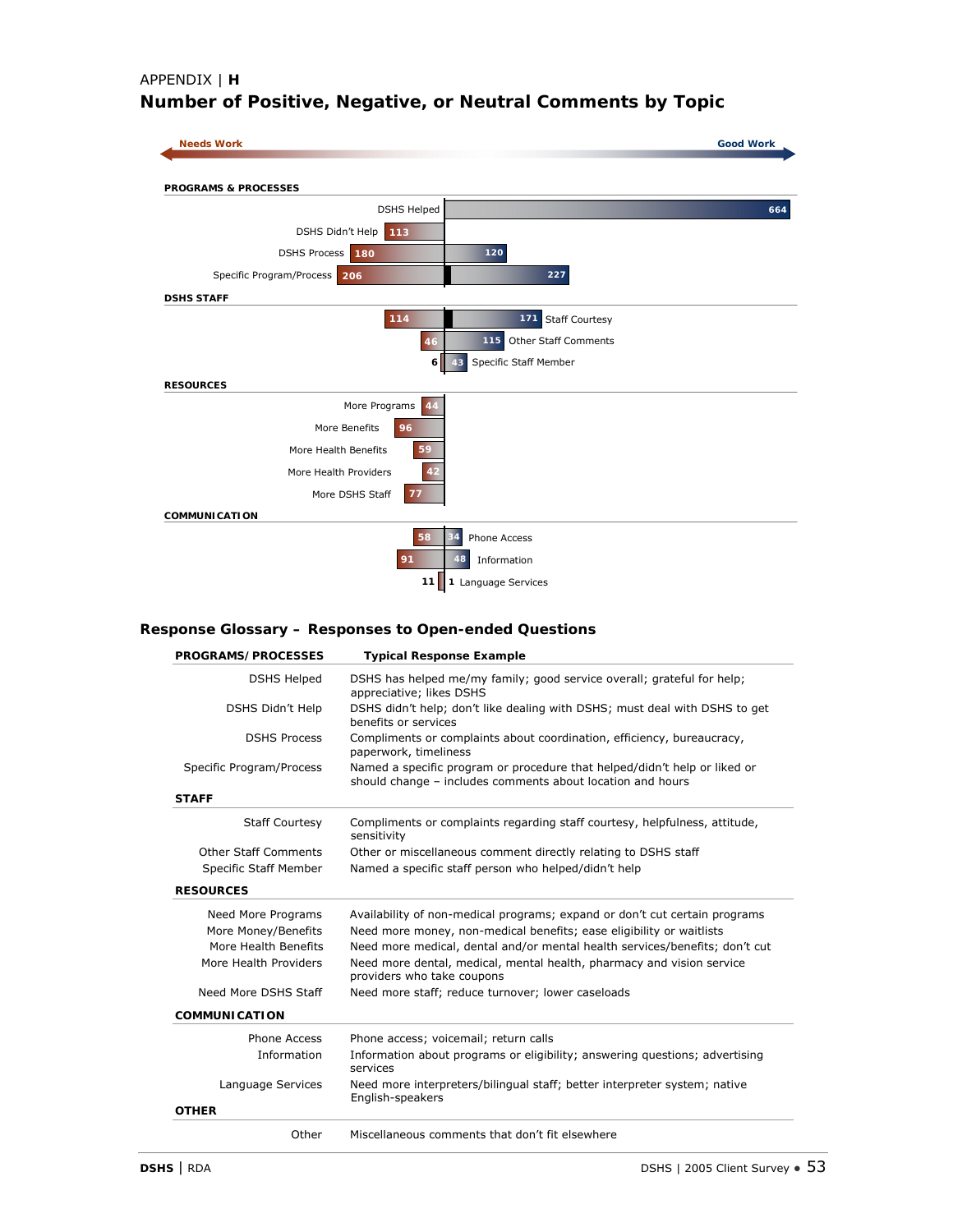APPENDIX | **H**

# Number of Positive, Negative, or Neutral Comments by Topic

Needs Work ← → Good Work

| Topic | Needs Work | Good Work |
|---|---|---|
| **PROGRAMS & PROCESSES** | | |
| DSHS Helped | | 664 |
| DSHS Didn't Help | 113 | |
| DSHS Process | 180 | 120 |
| Specific Program/Process | 206 | 227 |
| **DSHS STAFF** | | |
| Staff Courtesy | 114 | 171 |
| Other Staff Comments | 46 | 115 |
| Specific Staff Member | 6 | 43 |
| **RESOURCES** | | |
| More Programs | 44 | |
| More Benefits | 96 | |
| More Health Benefits | 59 | |
| More Health Providers | 42 | |
| More DSHS Staff | 77 | |
| **COMMUNICATION** | | |
| Phone Access | 58 | 34 |
| Information | 91 | 48 |
| Language Services | 11 | 1 |

## Response Glossary – Responses to Open-ended Questions

| PROGRAMS/PROCESSES | Typical Response Example |
|---|---|
| DSHS Helped | DSHS has helped me/my family; good service overall; grateful for help; appreciative; likes DSHS |
| DSHS Didn't Help | DSHS didn't help; don't like dealing with DSHS; must deal with DSHS to get benefits or services |
| DSHS Process | Compliments or complaints about coordination, efficiency, bureaucracy, paperwork, timeliness |
| Specific Program/Process | Named a specific program or procedure that helped/didn't help or liked or should change – includes comments about location and hours |
| **STAFF** | |
| Staff Courtesy | Compliments or complaints regarding staff courtesy, helpfulness, attitude, sensitivity |
| Other Staff Comments | Other or miscellaneous comment directly relating to DSHS staff |
| Specific Staff Member | Named a specific staff person who helped/didn't help |
| **RESOURCES** | |
| Need More Programs | Availability of non-medical programs; expand or don't cut certain programs |
| More Money/Benefits | Need more money, non-medical benefits; ease eligibility or waitlists |
| More Health Benefits | Need more medical, dental and/or mental health services/benefits; don't cut |
| More Health Providers | Need more dental, medical, mental health, pharmacy and vision service providers who take coupons |
| Need More DSHS Staff | Need more staff; reduce turnover; lower caseloads |
| **COMMUNICATION** | |
| Phone Access | Phone access; voicemail; return calls |
| Information | Information about programs or eligibility; answering questions; advertising services |
| Language Services | Need more interpreters/bilingual staff; better interpreter system; native English-speakers |
| **OTHER** | |
| Other | Miscellaneous comments that don't fit elsewhere |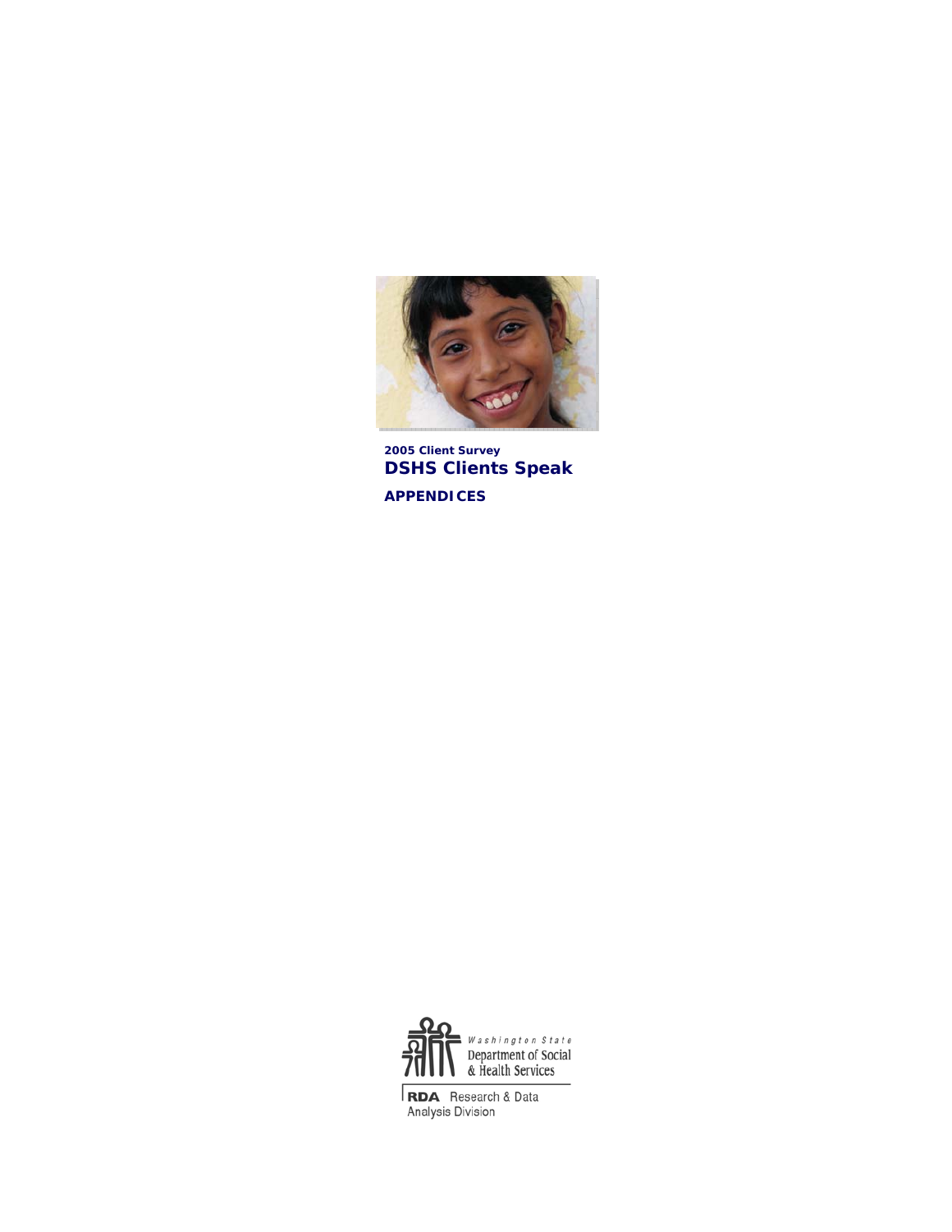**2005 Client Survey**

# DSHS Clients Speak

**APPENDICES**

Washington State
Department of Social
& Health Services

**RDA** Research & Data
Analysis Division